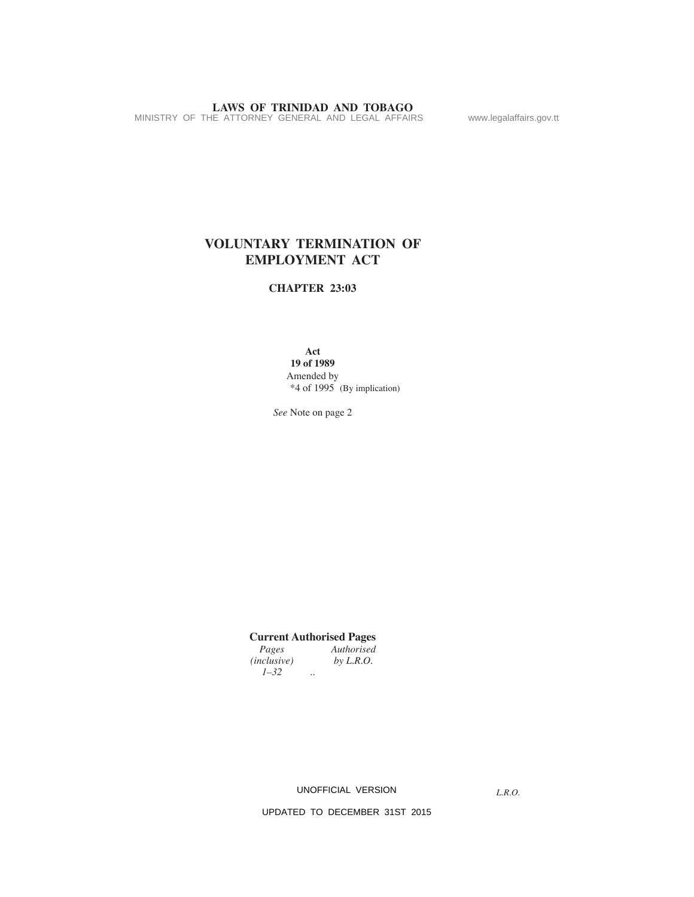# VOLUNTARY TERMINATION OF EMPLOYMENT ACT

## CHAPTER 23:03

**Act**
**19 of 1989**
Amended by
*4 of 1995 (By implication)

*See* Note on page 2

**Current Authorised Pages**

| *Pages (inclusive)* | *Authorised by L.R.O.* |
|---|---|
| *1–32* | .. |

UNOFFICIAL VERSION

*L.R.O.*

UPDATED TO DECEMBER 31ST 2015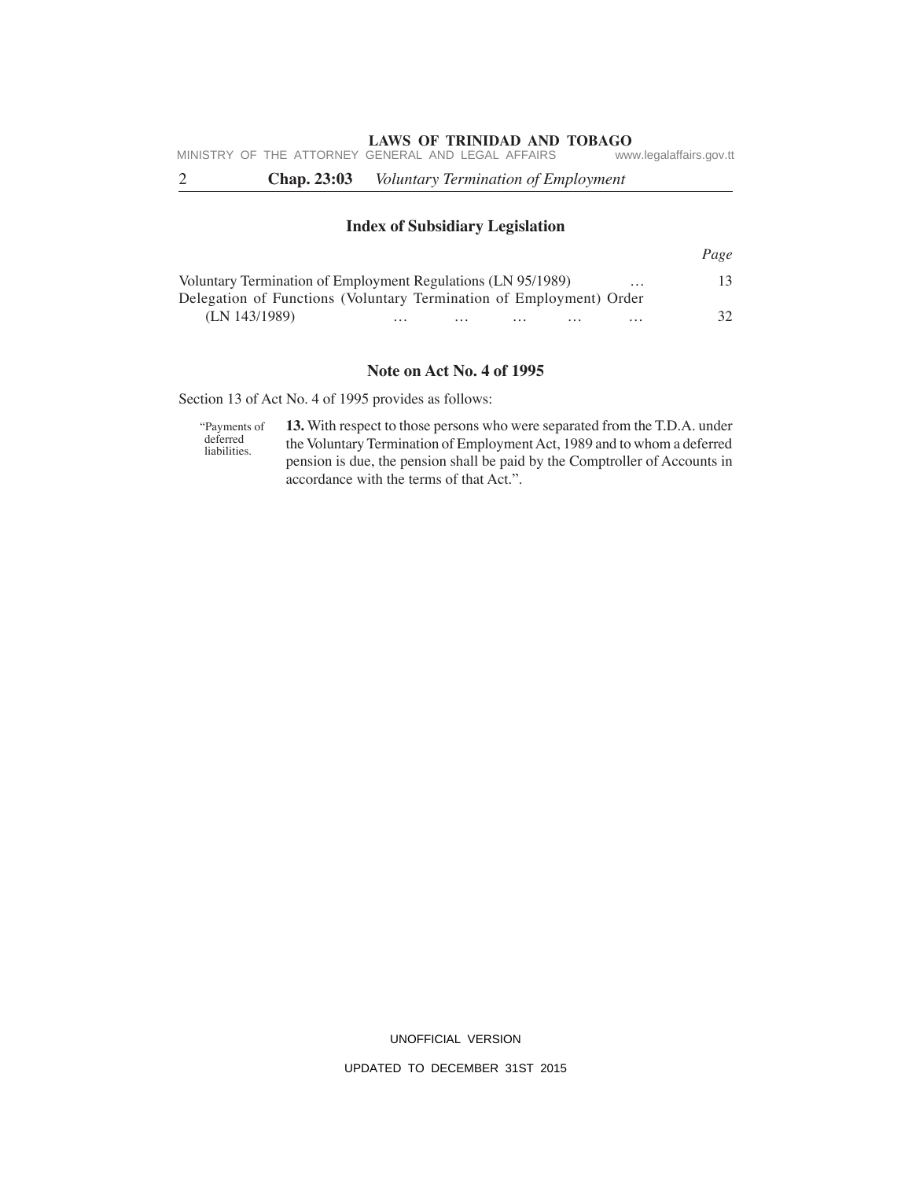## Index of Subsidiary Legislation

| | Page |
|---|---|
| Voluntary Termination of Employment Regulations (LN 95/1989) … | 13 |
| Delegation of Functions (Voluntary Termination of Employment) Order (LN 143/1989) … … … … … | 32 |

## Note on Act No. 4 of 1995

Section 13 of Act No. 4 of 1995 provides as follows:

"Payments of deferred liabilities.

**13.** With respect to those persons who were separated from the T.D.A. under the Voluntary Termination of Employment Act, 1989 and to whom a deferred pension is due, the pension shall be paid by the Comptroller of Accounts in accordance with the terms of that Act.".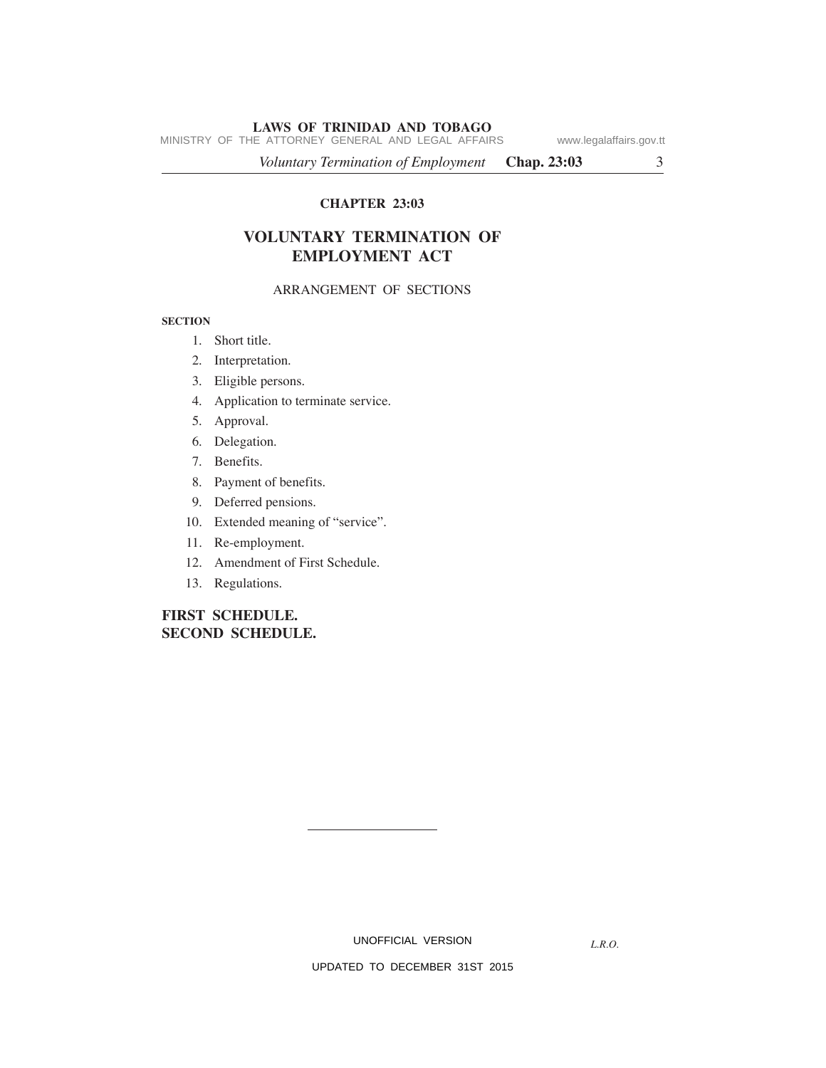# CHAPTER 23:03

# VOLUNTARY TERMINATION OF EMPLOYMENT ACT

ARRANGEMENT OF SECTIONS

**SECTION**

1. Short title.
2. Interpretation.
3. Eligible persons.
4. Application to terminate service.
5. Approval.
6. Delegation.
7. Benefits.
8. Payment of benefits.
9. Deferred pensions.
10. Extended meaning of "service".
11. Re-employment.
12. Amendment of First Schedule.
13. Regulations.

**FIRST SCHEDULE.**
**SECOND SCHEDULE.**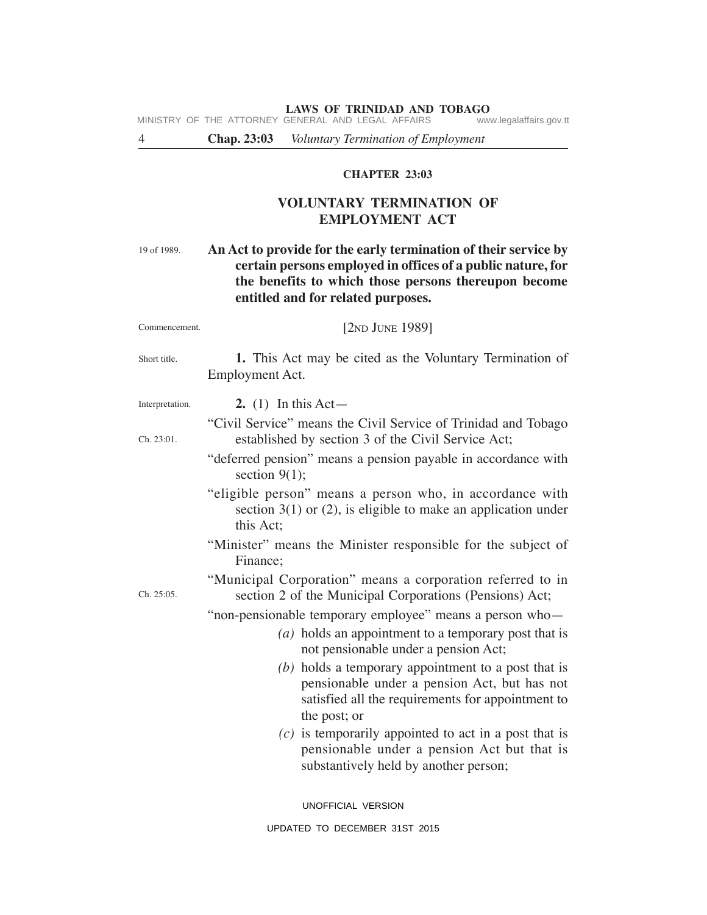# CHAPTER 23:03

## VOLUNTARY TERMINATION OF EMPLOYMENT ACT

19 of 1989.

**An Act to provide for the early termination of their service by certain persons employed in offices of a public nature, for the benefits to which those persons thereupon become entitled and for related purposes.**

Commencement.

[2ND JUNE 1989]

Short title.

**1.** This Act may be cited as the Voluntary Termination of Employment Act.

Interpretation.

**2.** (1) In this Act—

"Civil Service" means the Civil Service of Trinidad and Tobago established by section 3 of the Civil Service Act; (Ch. 23:01.)

"deferred pension" means a pension payable in accordance with section 9(1);

"eligible person" means a person who, in accordance with section 3(1) or (2), is eligible to make an application under this Act;

"Minister" means the Minister responsible for the subject of Finance;

"Municipal Corporation" means a corporation referred to in section 2 of the Municipal Corporations (Pensions) Act; (Ch. 25:05.)

"non-pensionable temporary employee" means a person who—

*(a)* holds an appointment to a temporary post that is not pensionable under a pension Act;

*(b)* holds a temporary appointment to a post that is pensionable under a pension Act, but has not satisfied all the requirements for appointment to the post; or

*(c)* is temporarily appointed to act in a post that is pensionable under a pension Act but that is substantively held by another person;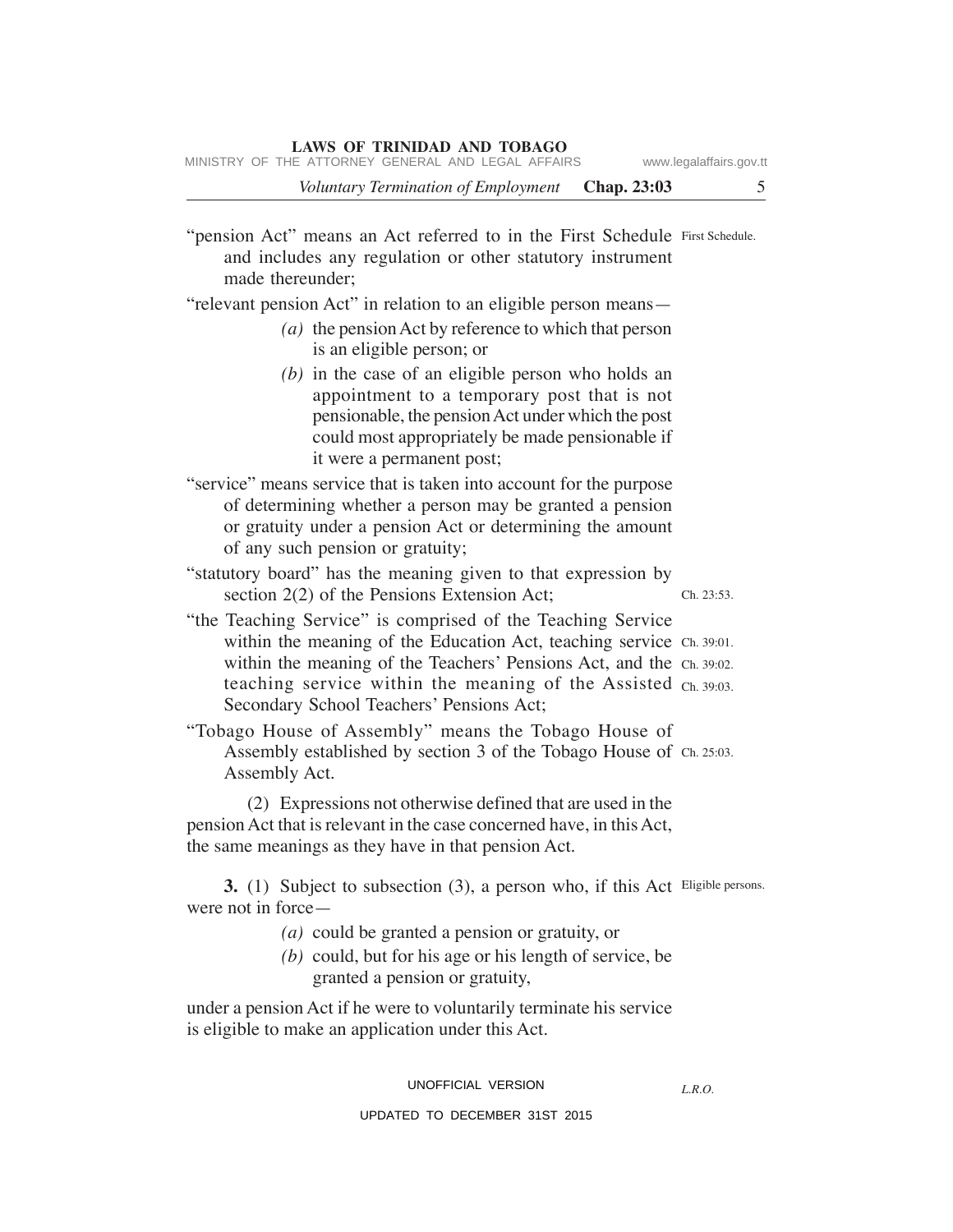"pension Act" means an Act referred to in the First Schedule and includes any regulation or other statutory instrument made thereunder; First Schedule.

"relevant pension Act" in relation to an eligible person means—

*(a)* the pension Act by reference to which that person is an eligible person; or

*(b)* in the case of an eligible person who holds an appointment to a temporary post that is not pensionable, the pension Act under which the post could most appropriately be made pensionable if it were a permanent post;

"service" means service that is taken into account for the purpose of determining whether a person may be granted a pension or gratuity under a pension Act or determining the amount of any such pension or gratuity;

"statutory board" has the meaning given to that expression by section 2(2) of the Pensions Extension Act; Ch. 23:53.

"the Teaching Service" is comprised of the Teaching Service within the meaning of the Education Act, teaching service within the meaning of the Teachers' Pensions Act, and the teaching service within the meaning of the Assisted Secondary School Teachers' Pensions Act; Ch. 39:01. Ch. 39:02. Ch. 39:03.

"Tobago House of Assembly" means the Tobago House of Assembly established by section 3 of the Tobago House of Assembly Act. Ch. 25:03.

(2) Expressions not otherwise defined that are used in the pension Act that is relevant in the case concerned have, in this Act, the same meanings as they have in that pension Act.

Eligible persons.

**3.** (1) Subject to subsection (3), a person who, if this Act were not in force—

*(a)* could be granted a pension or gratuity, or

*(b)* could, but for his age or his length of service, be granted a pension or gratuity,

under a pension Act if he were to voluntarily terminate his service is eligible to make an application under this Act.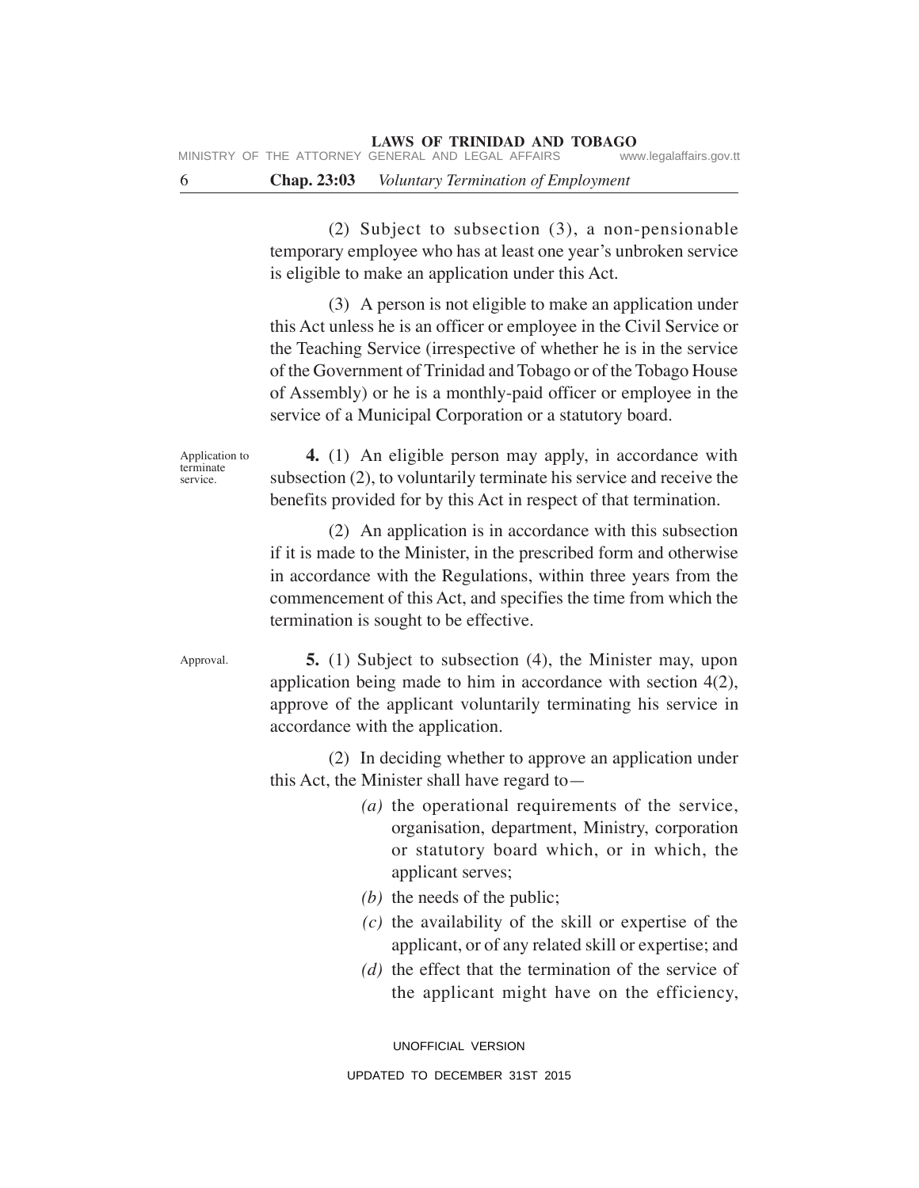(2) Subject to subsection (3), a non-pensionable temporary employee who has at least one year's unbroken service is eligible to make an application under this Act.

(3) A person is not eligible to make an application under this Act unless he is an officer or employee in the Civil Service or the Teaching Service (irrespective of whether he is in the service of the Government of Trinidad and Tobago or of the Tobago House of Assembly) or he is a monthly-paid officer or employee in the service of a Municipal Corporation or a statutory board.

Application to terminate service.

**4.** (1) An eligible person may apply, in accordance with subsection (2), to voluntarily terminate his service and receive the benefits provided for by this Act in respect of that termination.

(2) An application is in accordance with this subsection if it is made to the Minister, in the prescribed form and otherwise in accordance with the Regulations, within three years from the commencement of this Act, and specifies the time from which the termination is sought to be effective.

Approval.

**5.** (1) Subject to subsection (4), the Minister may, upon application being made to him in accordance with section 4(2), approve of the applicant voluntarily terminating his service in accordance with the application.

(2) In deciding whether to approve an application under this Act, the Minister shall have regard to—

*(a)* the operational requirements of the service, organisation, department, Ministry, corporation or statutory board which, or in which, the applicant serves;

*(b)* the needs of the public;

*(c)* the availability of the skill or expertise of the applicant, or of any related skill or expertise; and

*(d)* the effect that the termination of the service of the applicant might have on the efficiency,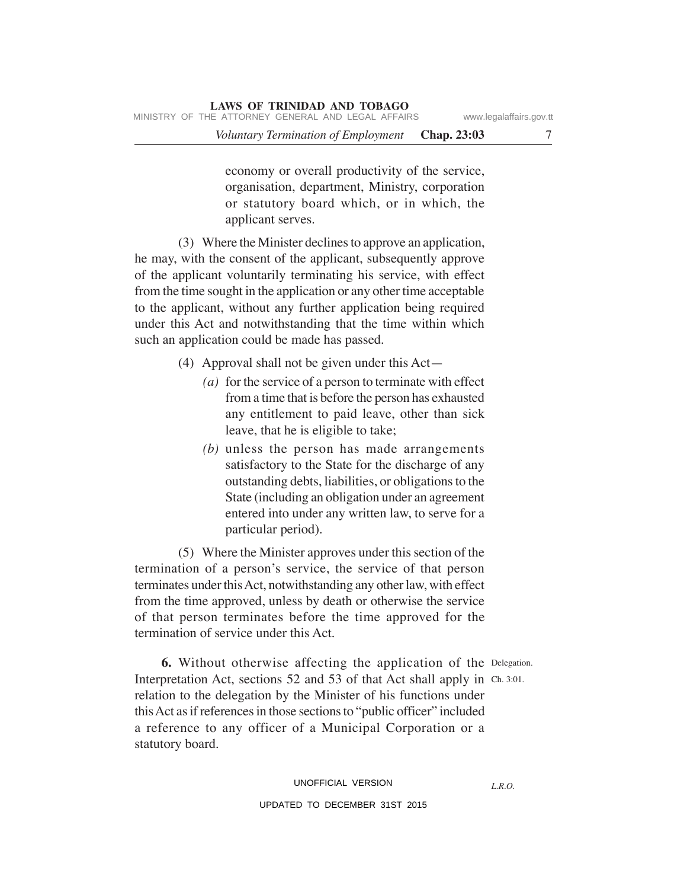economy or overall productivity of the service, organisation, department, Ministry, corporation or statutory board which, or in which, the applicant serves.

(3) Where the Minister declines to approve an application, he may, with the consent of the applicant, subsequently approve of the applicant voluntarily terminating his service, with effect from the time sought in the application or any other time acceptable to the applicant, without any further application being required under this Act and notwithstanding that the time within which such an application could be made has passed.

(4) Approval shall not be given under this Act—

*(a)* for the service of a person to terminate with effect from a time that is before the person has exhausted any entitlement to paid leave, other than sick leave, that he is eligible to take;

*(b)* unless the person has made arrangements satisfactory to the State for the discharge of any outstanding debts, liabilities, or obligations to the State (including an obligation under an agreement entered into under any written law, to serve for a particular period).

(5) Where the Minister approves under this section of the termination of a person's service, the service of that person terminates under this Act, notwithstanding any other law, with effect from the time approved, unless by death or otherwise the service of that person terminates before the time approved for the termination of service under this Act.

Delegation.

Ch. 3:01.

**6.** Without otherwise affecting the application of the Interpretation Act, sections 52 and 53 of that Act shall apply in relation to the delegation by the Minister of his functions under this Act as if references in those sections to "public officer" included a reference to any officer of a Municipal Corporation or a statutory board.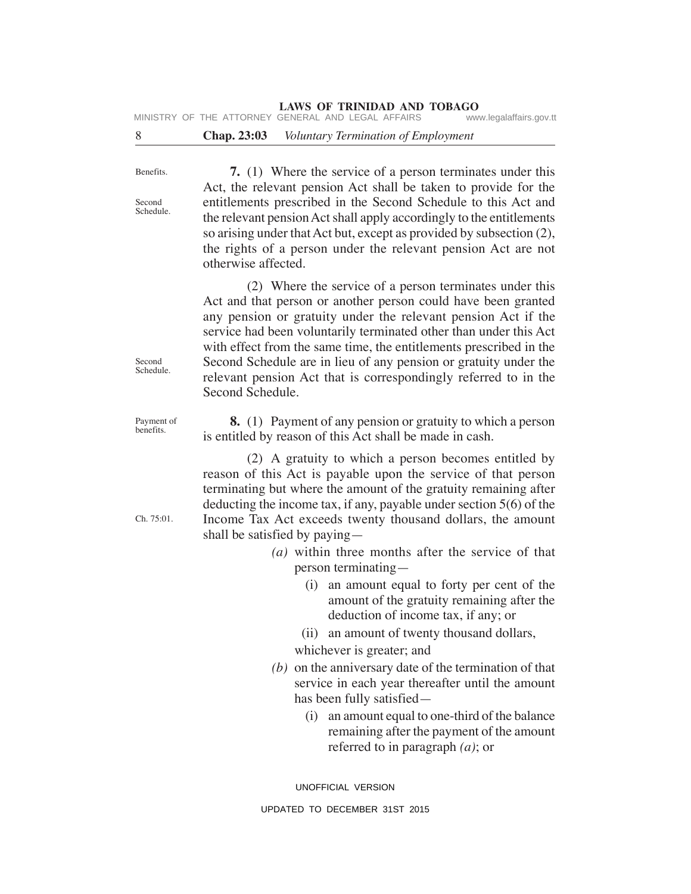Benefits.

Second Schedule.

**7.** (1) Where the service of a person terminates under this Act, the relevant pension Act shall be taken to provide for the entitlements prescribed in the Second Schedule to this Act and the relevant pension Act shall apply accordingly to the entitlements so arising under that Act but, except as provided by subsection (2), the rights of a person under the relevant pension Act are not otherwise affected.

Second Schedule.

(2) Where the service of a person terminates under this Act and that person or another person could have been granted any pension or gratuity under the relevant pension Act if the service had been voluntarily terminated other than under this Act with effect from the same time, the entitlements prescribed in the Second Schedule are in lieu of any pension or gratuity under the relevant pension Act that is correspondingly referred to in the Second Schedule.

Payment of benefits.

**8.** (1) Payment of any pension or gratuity to which a person is entitled by reason of this Act shall be made in cash.

Ch. 75:01.

(2) A gratuity to which a person becomes entitled by reason of this Act is payable upon the service of that person terminating but where the amount of the gratuity remaining after deducting the income tax, if any, payable under section 5(6) of the Income Tax Act exceeds twenty thousand dollars, the amount shall be satisfied by paying—

*(a)* within three months after the service of that person terminating—

(i) an amount equal to forty per cent of the amount of the gratuity remaining after the deduction of income tax, if any; or

(ii) an amount of twenty thousand dollars,

whichever is greater; and

*(b)* on the anniversary date of the termination of that service in each year thereafter until the amount has been fully satisfied—

(i) an amount equal to one-third of the balance remaining after the payment of the amount referred to in paragraph *(a)*; or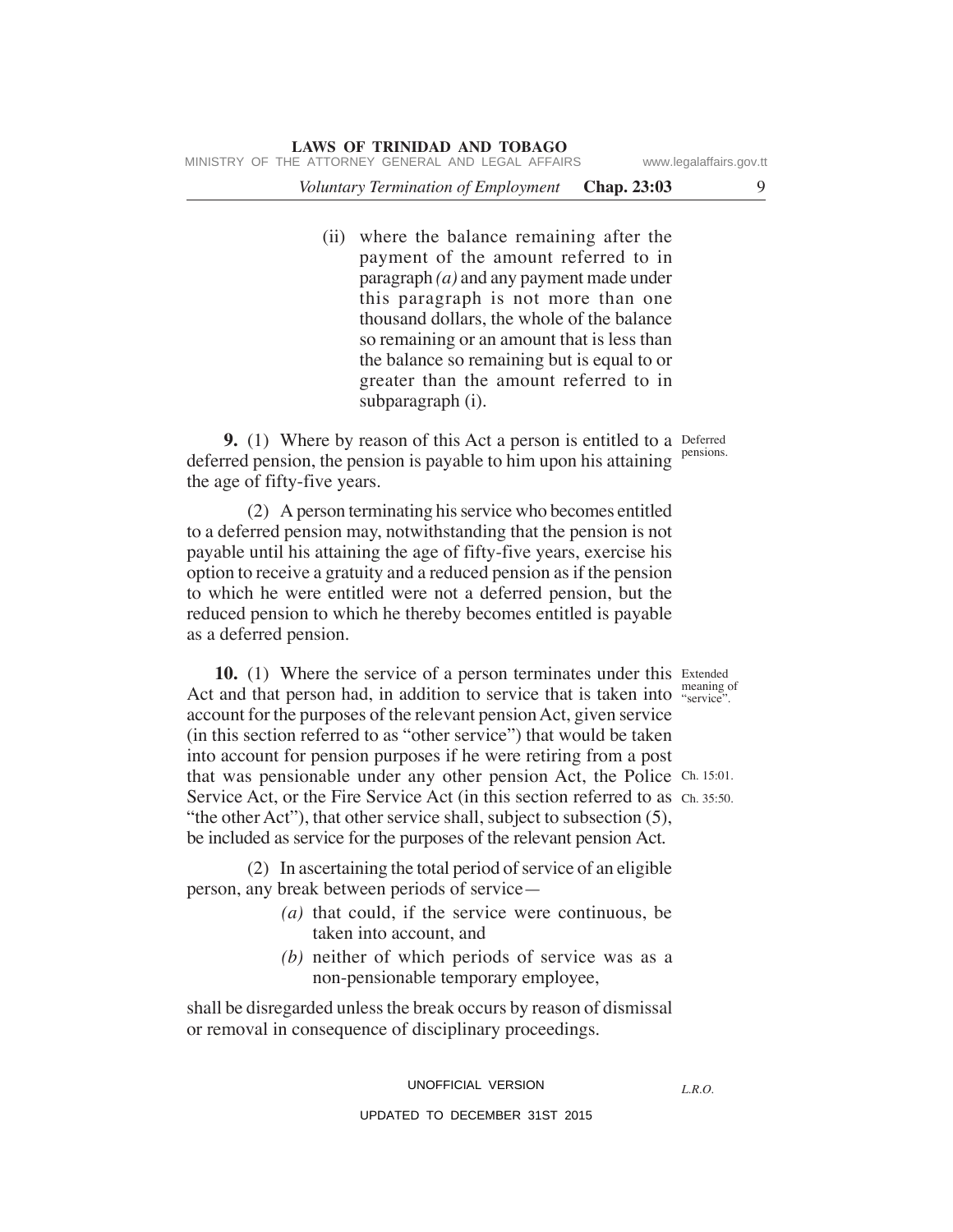(ii) where the balance remaining after the payment of the amount referred to in paragraph *(a)* and any payment made under this paragraph is not more than one thousand dollars, the whole of the balance so remaining or an amount that is less than the balance so remaining but is equal to or greater than the amount referred to in subparagraph (i).

Deferred pensions.

**9.** (1) Where by reason of this Act a person is entitled to a deferred pension, the pension is payable to him upon his attaining the age of fifty-five years.

(2) A person terminating his service who becomes entitled to a deferred pension may, notwithstanding that the pension is not payable until his attaining the age of fifty-five years, exercise his option to receive a gratuity and a reduced pension as if the pension to which he were entitled were not a deferred pension, but the reduced pension to which he thereby becomes entitled is payable as a deferred pension.

Extended meaning of "service".

Ch. 15:01.

Ch. 35:50.

**10.** (1) Where the service of a person terminates under this Act and that person had, in addition to service that is taken into account for the purposes of the relevant pension Act, given service (in this section referred to as "other service") that would be taken into account for pension purposes if he were retiring from a post that was pensionable under any other pension Act, the Police Service Act, or the Fire Service Act (in this section referred to as "the other Act"), that other service shall, subject to subsection (5), be included as service for the purposes of the relevant pension Act.

(2) In ascertaining the total period of service of an eligible person, any break between periods of service—

*(a)* that could, if the service were continuous, be taken into account, and

*(b)* neither of which periods of service was as a non-pensionable temporary employee,

shall be disregarded unless the break occurs by reason of dismissal or removal in consequence of disciplinary proceedings.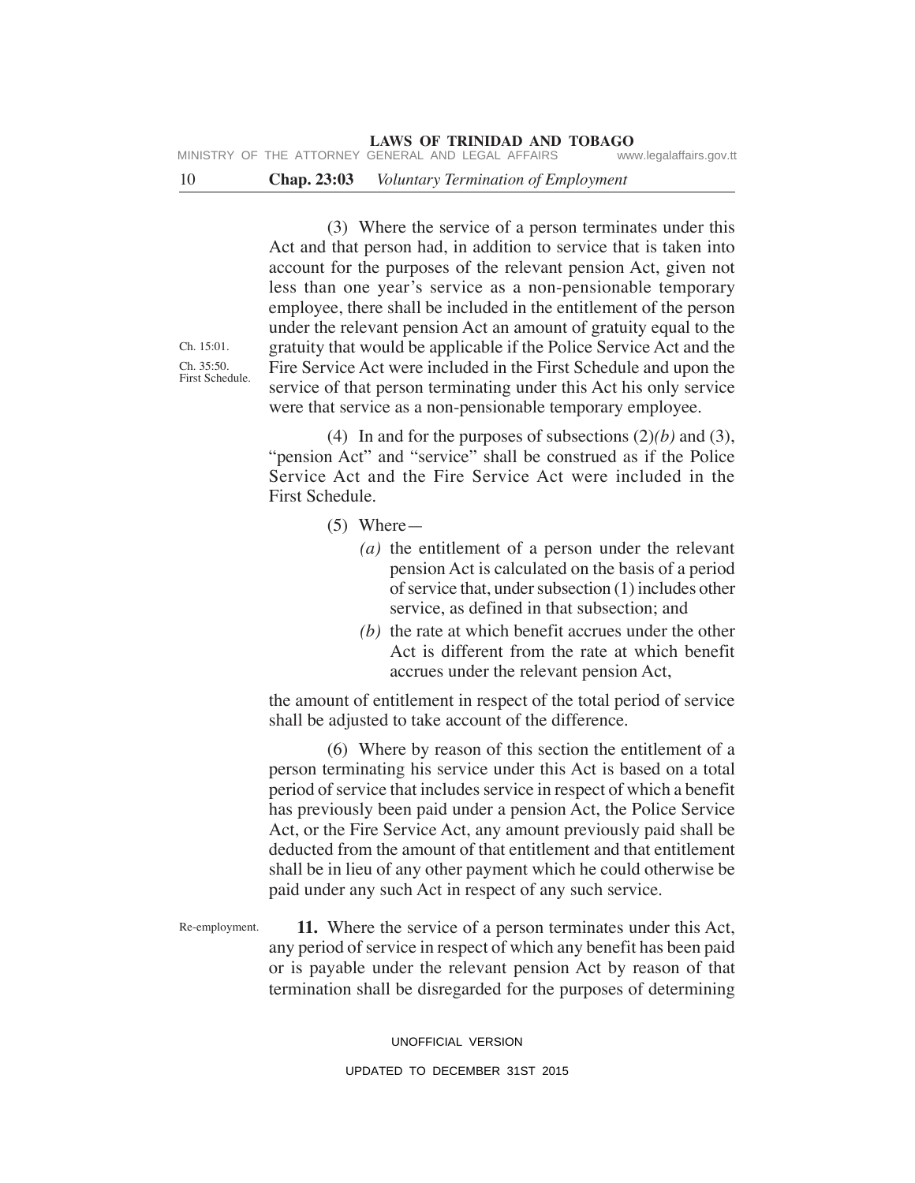(3) Where the service of a person terminates under this Act and that person had, in addition to service that is taken into account for the purposes of the relevant pension Act, given not less than one year's service as a non-pensionable temporary employee, there shall be included in the entitlement of the person under the relevant pension Act an amount of gratuity equal to the gratuity that would be applicable if the Police Service Act and the Fire Service Act were included in the First Schedule and upon the service of that person terminating under this Act his only service were that service as a non-pensionable temporary employee.

Ch. 15:01.
Ch. 35:50.
First Schedule.

(4) In and for the purposes of subsections (2)*(b)* and (3), "pension Act" and "service" shall be construed as if the Police Service Act and the Fire Service Act were included in the First Schedule.

(5) Where—

*(a)* the entitlement of a person under the relevant pension Act is calculated on the basis of a period of service that, under subsection (1) includes other service, as defined in that subsection; and

*(b)* the rate at which benefit accrues under the other Act is different from the rate at which benefit accrues under the relevant pension Act,

the amount of entitlement in respect of the total period of service shall be adjusted to take account of the difference.

(6) Where by reason of this section the entitlement of a person terminating his service under this Act is based on a total period of service that includes service in respect of which a benefit has previously been paid under a pension Act, the Police Service Act, or the Fire Service Act, any amount previously paid shall be deducted from the amount of that entitlement and that entitlement shall be in lieu of any other payment which he could otherwise be paid under any such Act in respect of any such service.

Re-employment.

**11.** Where the service of a person terminates under this Act, any period of service in respect of which any benefit has been paid or is payable under the relevant pension Act by reason of that termination shall be disregarded for the purposes of determining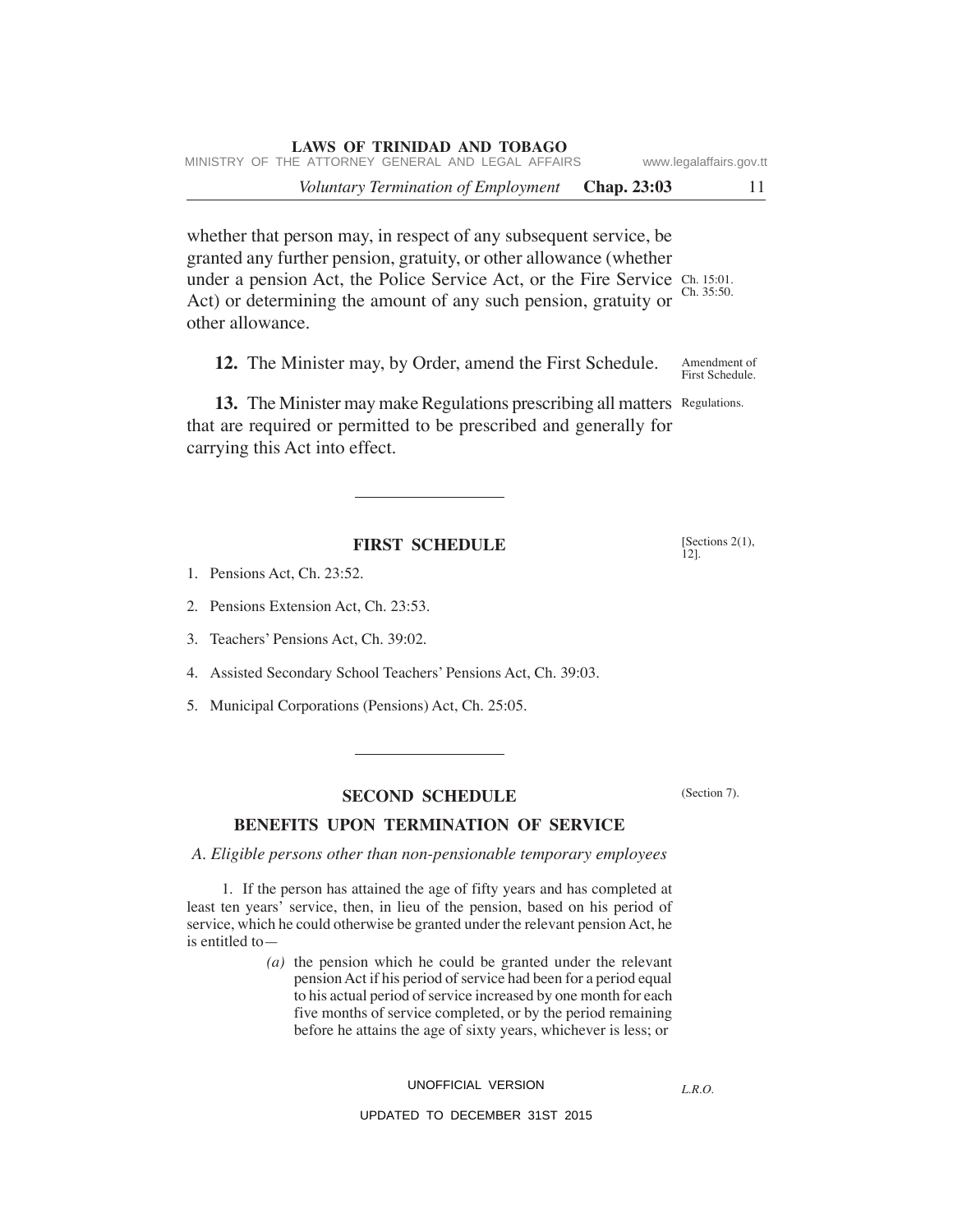whether that person may, in respect of any subsequent service, be granted any further pension, gratuity, or other allowance (whether under a pension Act, the Police Service Act, or the Fire Service Act) or determining the amount of any such pension, gratuity or other allowance.

Ch. 15:01.
Ch. 35:50.

Amendment of First Schedule.

**12.** The Minister may, by Order, amend the First Schedule.

Regulations.

**13.** The Minister may make Regulations prescribing all matters that are required or permitted to be prescribed and generally for carrying this Act into effect.

---

## FIRST SCHEDULE

[Sections 2(1), 12].

1. Pensions Act, Ch. 23:52.
2. Pensions Extension Act, Ch. 23:53.
3. Teachers' Pensions Act, Ch. 39:02.
4. Assisted Secondary School Teachers' Pensions Act, Ch. 39:03.
5. Municipal Corporations (Pensions) Act, Ch. 25:05.

---

## SECOND SCHEDULE

(Section 7).

### BENEFITS UPON TERMINATION OF SERVICE

*A. Eligible persons other than non-pensionable temporary employees*

1. If the person has attained the age of fifty years and has completed at least ten years' service, then, in lieu of the pension, based on his period of service, which he could otherwise be granted under the relevant pension Act, he is entitled to—

*(a)* the pension which he could be granted under the relevant pension Act if his period of service had been for a period equal to his actual period of service increased by one month for each five months of service completed, or by the period remaining before he attains the age of sixty years, whichever is less; or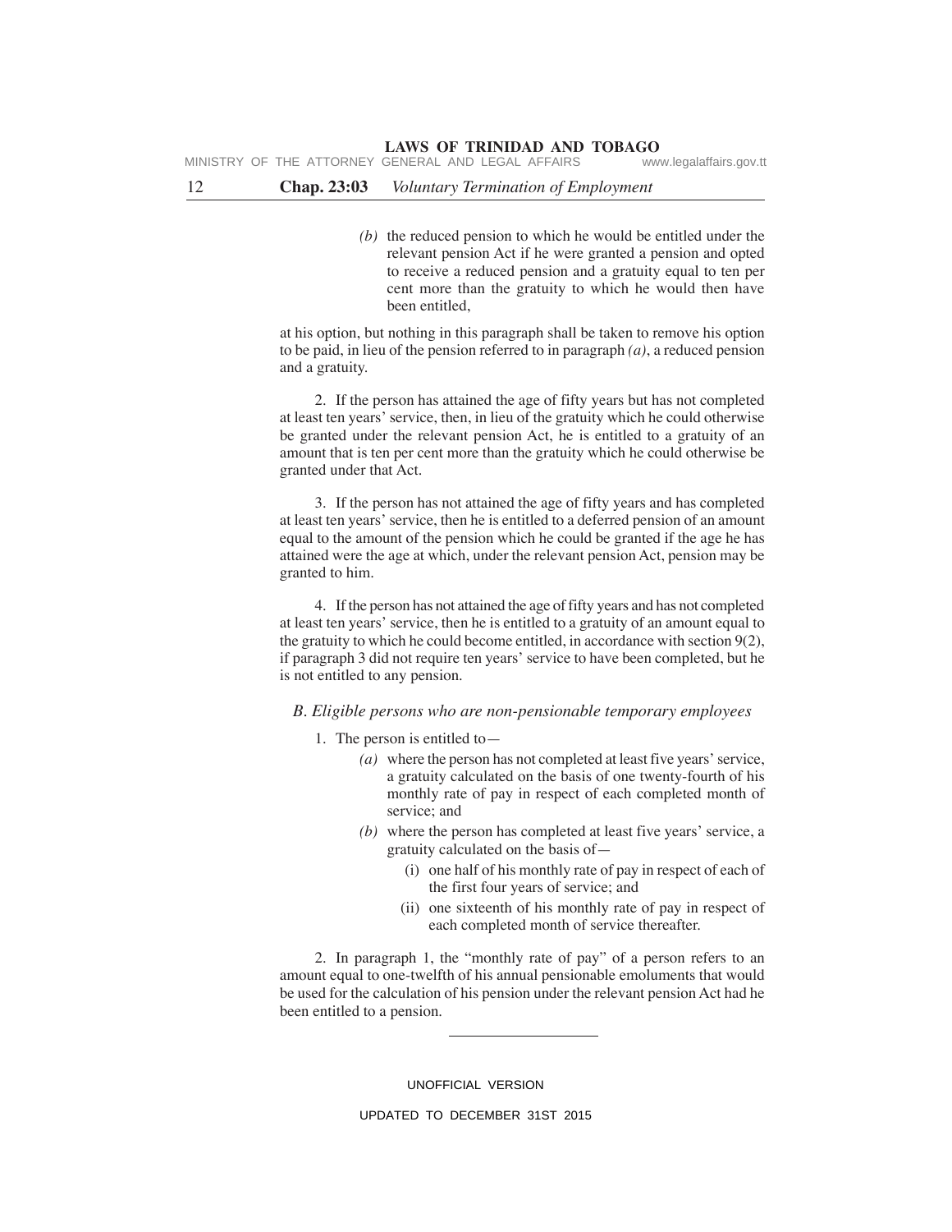*(b)* the reduced pension to which he would be entitled under the relevant pension Act if he were granted a pension and opted to receive a reduced pension and a gratuity equal to ten per cent more than the gratuity to which he would then have been entitled,

at his option, but nothing in this paragraph shall be taken to remove his option to be paid, in lieu of the pension referred to in paragraph *(a)*, a reduced pension and a gratuity.

2. If the person has attained the age of fifty years but has not completed at least ten years' service, then, in lieu of the gratuity which he could otherwise be granted under the relevant pension Act, he is entitled to a gratuity of an amount that is ten per cent more than the gratuity which he could otherwise be granted under that Act.

3. If the person has not attained the age of fifty years and has completed at least ten years' service, then he is entitled to a deferred pension of an amount equal to the amount of the pension which he could be granted if the age he has attained were the age at which, under the relevant pension Act, pension may be granted to him.

4. If the person has not attained the age of fifty years and has not completed at least ten years' service, then he is entitled to a gratuity of an amount equal to the gratuity to which he could become entitled, in accordance with section 9(2), if paragraph 3 did not require ten years' service to have been completed, but he is not entitled to any pension.

*B. Eligible persons who are non-pensionable temporary employees*

1. The person is entitled to—

*(a)* where the person has not completed at least five years' service, a gratuity calculated on the basis of one twenty-fourth of his monthly rate of pay in respect of each completed month of service; and

*(b)* where the person has completed at least five years' service, a gratuity calculated on the basis of—

(i) one half of his monthly rate of pay in respect of each of the first four years of service; and

(ii) one sixteenth of his monthly rate of pay in respect of each completed month of service thereafter.

2. In paragraph 1, the "monthly rate of pay" of a person refers to an amount equal to one-twelfth of his annual pensionable emoluments that would be used for the calculation of his pension under the relevant pension Act had he been entitled to a pension.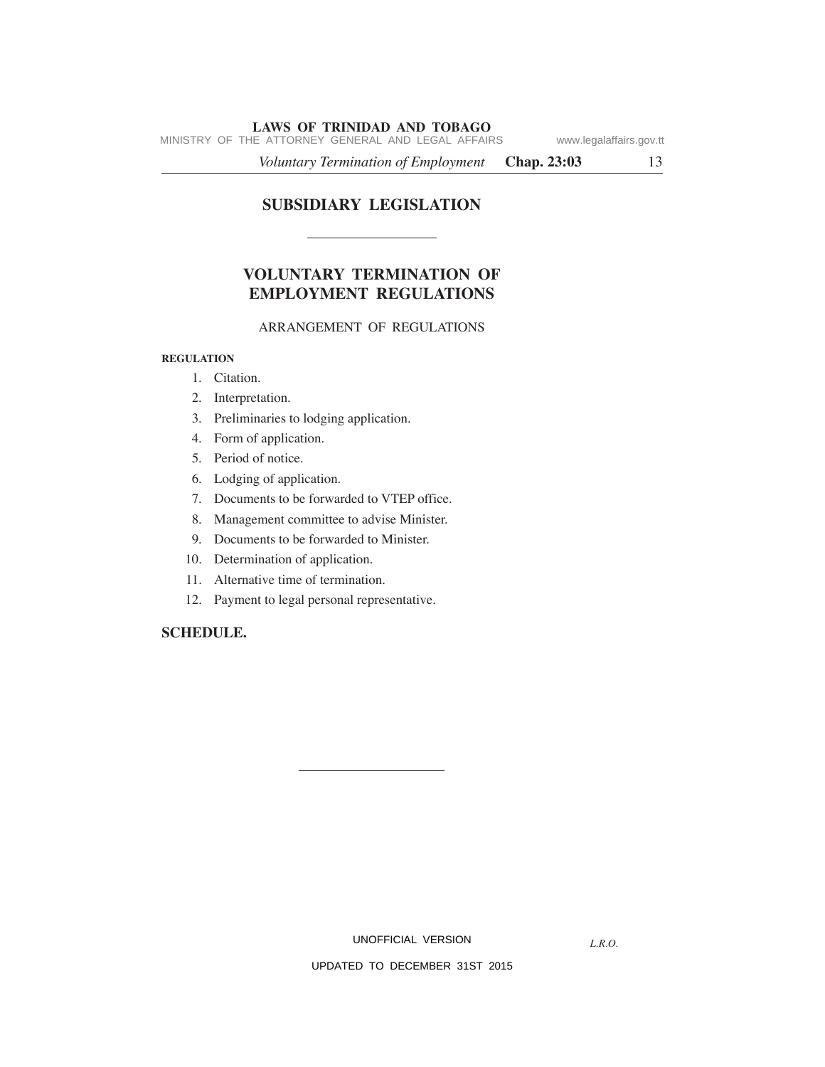# SUBSIDIARY LEGISLATION

## VOLUNTARY TERMINATION OF EMPLOYMENT REGULATIONS

ARRANGEMENT OF REGULATIONS

**REGULATION**

1. Citation.
2. Interpretation.
3. Preliminaries to lodging application.
4. Form of application.
5. Period of notice.
6. Lodging of application.
7. Documents to be forwarded to VTEP office.
8. Management committee to advise Minister.
9. Documents to be forwarded to Minister.
10. Determination of application.
11. Alternative time of termination.
12. Payment to legal personal representative.

**SCHEDULE.**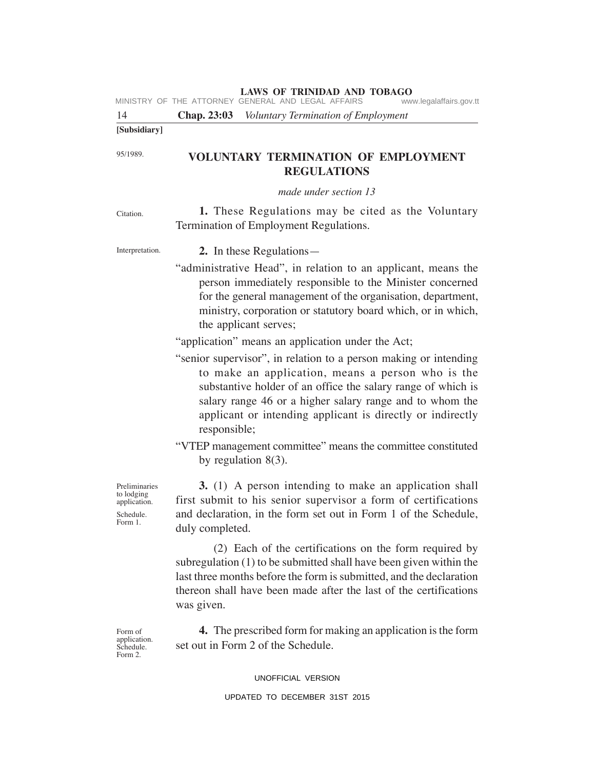[Subsidiary]

95/1989.

# VOLUNTARY TERMINATION OF EMPLOYMENT REGULATIONS

*made under section 13*

Citation.

**1.** These Regulations may be cited as the Voluntary Termination of Employment Regulations.

Interpretation.

**2.** In these Regulations—

"administrative Head", in relation to an applicant, means the person immediately responsible to the Minister concerned for the general management of the organisation, department, ministry, corporation or statutory board which, or in which, the applicant serves;

"application" means an application under the Act;

"senior supervisor", in relation to a person making or intending to make an application, means a person who is the substantive holder of an office the salary range of which is salary range 46 or a higher salary range and to whom the applicant or intending applicant is directly or indirectly responsible;

"VTEP management committee" means the committee constituted by regulation 8(3).

Preliminaries to lodging application. Schedule. Form 1.

**3.** (1) A person intending to make an application shall first submit to his senior supervisor a form of certifications and declaration, in the form set out in Form 1 of the Schedule, duly completed.

(2) Each of the certifications on the form required by subregulation (1) to be submitted shall have been given within the last three months before the form is submitted, and the declaration thereon shall have been made after the last of the certifications was given.

Form of application. Schedule. Form 2.

**4.** The prescribed form for making an application is the form set out in Form 2 of the Schedule.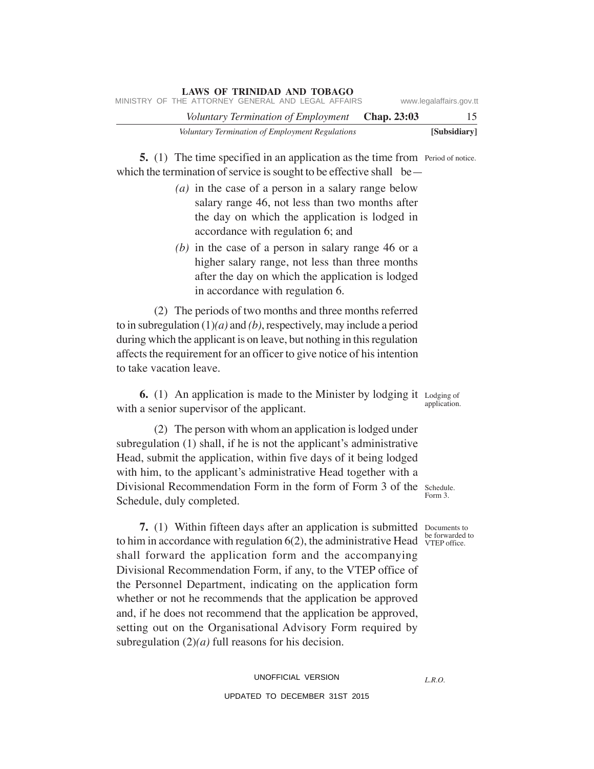**5.** (1) The time specified in an application as the time from which the termination of service is sought to be effective shall be—

Period of notice.

*(a)* in the case of a person in a salary range below salary range 46, not less than two months after the day on which the application is lodged in accordance with regulation 6; and

*(b)* in the case of a person in salary range 46 or a higher salary range, not less than three months after the day on which the application is lodged in accordance with regulation 6.

(2) The periods of two months and three months referred to in subregulation (1)*(a)* and *(b)*, respectively, may include a period during which the applicant is on leave, but nothing in this regulation affects the requirement for an officer to give notice of his intention to take vacation leave.

**6.** (1) An application is made to the Minister by lodging it with a senior supervisor of the applicant.

Lodging of application.

(2) The person with whom an application is lodged under subregulation (1) shall, if he is not the applicant's administrative Head, submit the application, within five days of it being lodged with him, to the applicant's administrative Head together with a Divisional Recommendation Form in the form of Form 3 of the Schedule, duly completed.

Schedule. Form 3.

**7.** (1) Within fifteen days after an application is submitted to him in accordance with regulation 6(2), the administrative Head shall forward the application form and the accompanying Divisional Recommendation Form, if any, to the VTEP office of the Personnel Department, indicating on the application form whether or not he recommends that the application be approved and, if he does not recommend that the application be approved, setting out on the Organisational Advisory Form required by subregulation (2)*(a)* full reasons for his decision.

Documents to be forwarded to VTEP office.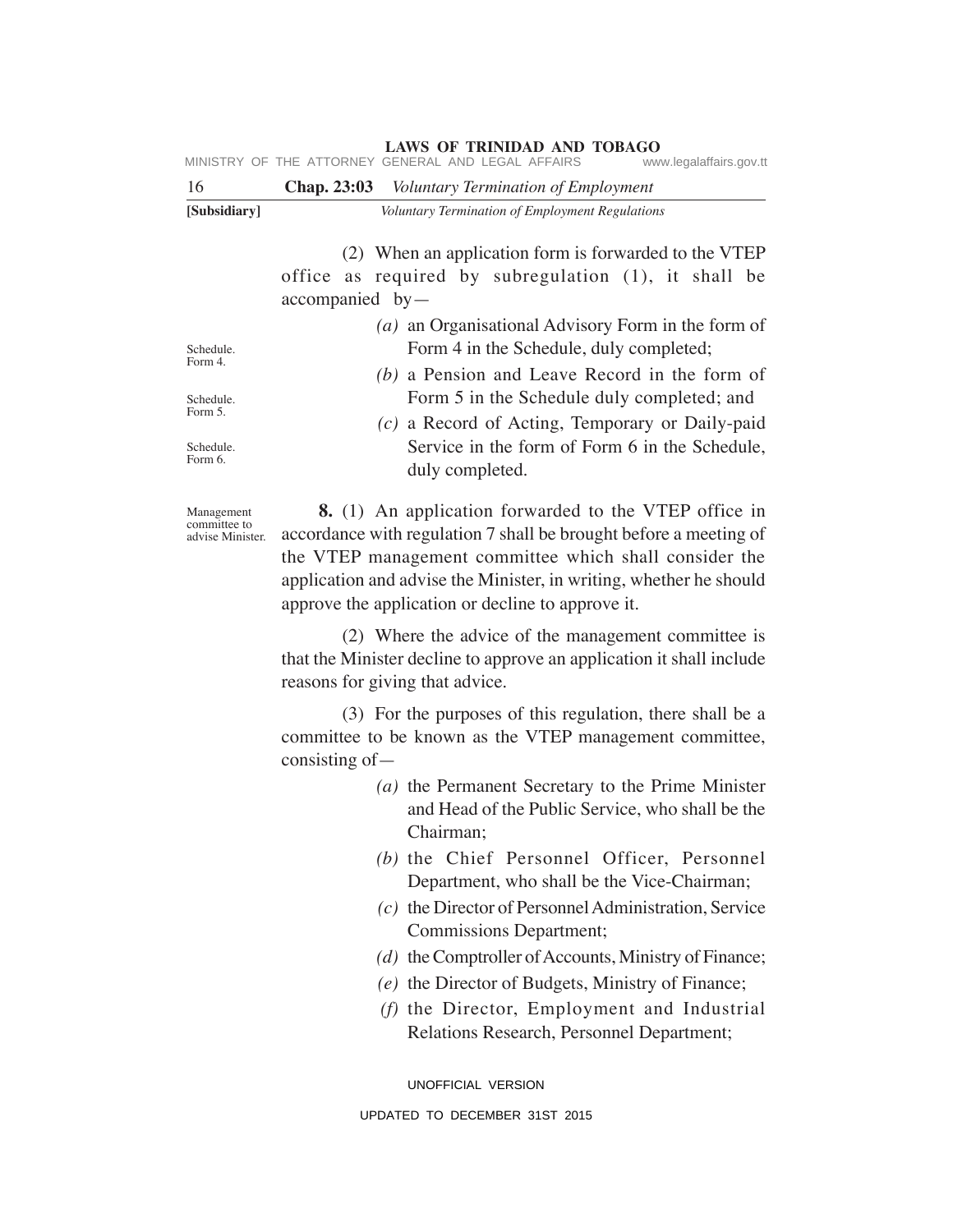(2) When an application form is forwarded to the VTEP office as required by subregulation (1), it shall be accompanied by—

*(a)* an Organisational Advisory Form in the form of Form 4 in the Schedule, duly completed;

*(b)* a Pension and Leave Record in the form of Form 5 in the Schedule duly completed; and

*(c)* a Record of Acting, Temporary or Daily-paid Service in the form of Form 6 in the Schedule, duly completed.

Schedule. Form 4.

Schedule. Form 5.

Schedule. Form 6.

Management committee to advise Minister.

**8.** (1) An application forwarded to the VTEP office in accordance with regulation 7 shall be brought before a meeting of the VTEP management committee which shall consider the application and advise the Minister, in writing, whether he should approve the application or decline to approve it.

(2) Where the advice of the management committee is that the Minister decline to approve an application it shall include reasons for giving that advice.

(3) For the purposes of this regulation, there shall be a committee to be known as the VTEP management committee, consisting of—

*(a)* the Permanent Secretary to the Prime Minister and Head of the Public Service, who shall be the Chairman;

*(b)* the Chief Personnel Officer, Personnel Department, who shall be the Vice-Chairman;

*(c)* the Director of Personnel Administration, Service Commissions Department;

*(d)* the Comptroller of Accounts, Ministry of Finance;

*(e)* the Director of Budgets, Ministry of Finance;

*(f)* the Director, Employment and Industrial Relations Research, Personnel Department;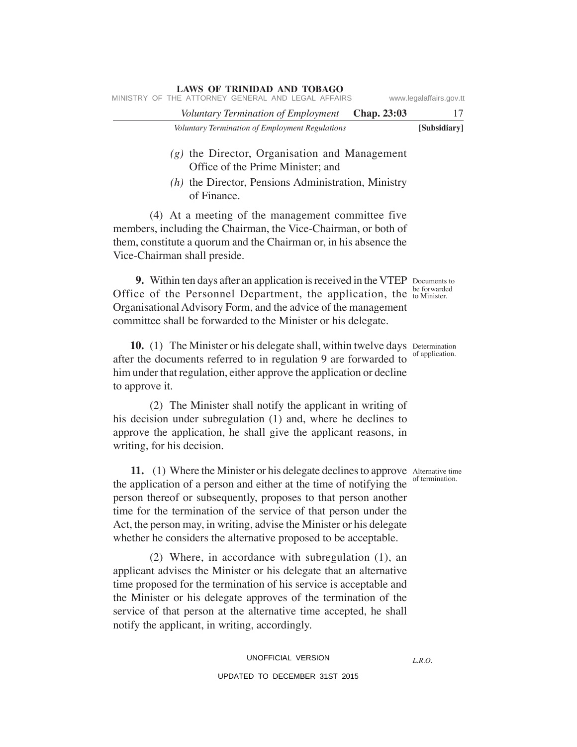*(g)* the Director, Organisation and Management Office of the Prime Minister; and

*(h)* the Director, Pensions Administration, Ministry of Finance.

(4) At a meeting of the management committee five members, including the Chairman, the Vice-Chairman, or both of them, constitute a quorum and the Chairman or, in his absence the Vice-Chairman shall preside.

Documents to be forwarded to Minister.

**9.** Within ten days after an application is received in the VTEP Office of the Personnel Department, the application, the Organisational Advisory Form, and the advice of the management committee shall be forwarded to the Minister or his delegate.

Determination of application.

**10.** (1) The Minister or his delegate shall, within twelve days after the documents referred to in regulation 9 are forwarded to him under that regulation, either approve the application or decline to approve it.

(2) The Minister shall notify the applicant in writing of his decision under subregulation (1) and, where he declines to approve the application, he shall give the applicant reasons, in writing, for his decision.

Alternative time of termination.

**11.** (1) Where the Minister or his delegate declines to approve the application of a person and either at the time of notifying the person thereof or subsequently, proposes to that person another time for the termination of the service of that person under the Act, the person may, in writing, advise the Minister or his delegate whether he considers the alternative proposed to be acceptable.

(2) Where, in accordance with subregulation (1), an applicant advises the Minister or his delegate that an alternative time proposed for the termination of his service is acceptable and the Minister or his delegate approves of the termination of the service of that person at the alternative time accepted, he shall notify the applicant, in writing, accordingly.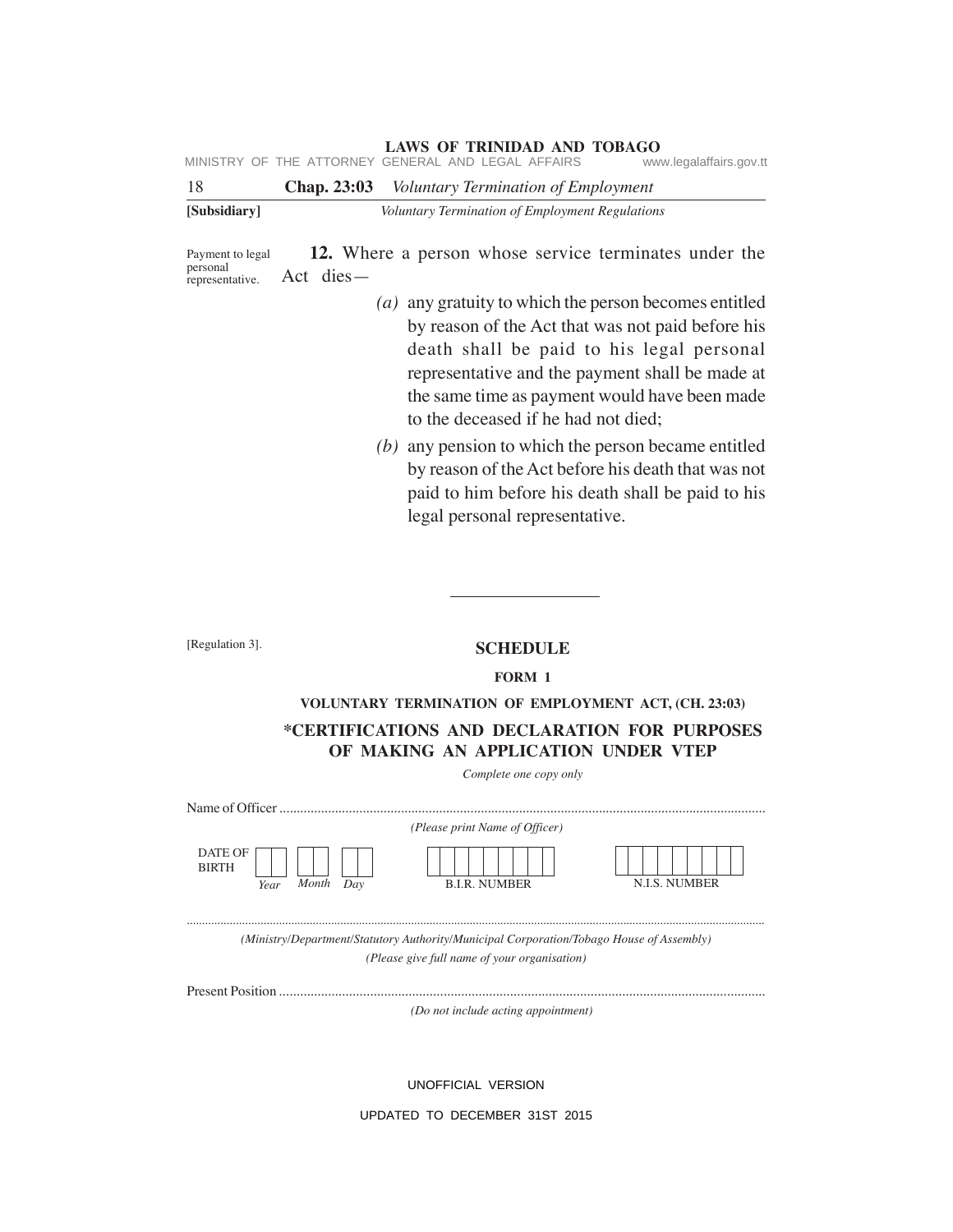Payment to legal personal representative.

**12.** Where a person whose service terminates under the Act dies—

*(a)* any gratuity to which the person becomes entitled by reason of the Act that was not paid before his death shall be paid to his legal personal representative and the payment shall be made at the same time as payment would have been made to the deceased if he had not died;

*(b)* any pension to which the person became entitled by reason of the Act before his death that was not paid to him before his death shall be paid to his legal personal representative.

---

[Regulation 3].

## SCHEDULE

### FORM 1

**VOLUNTARY TERMINATION OF EMPLOYMENT ACT, (CH. 23:03)**

**\*CERTIFICATIONS AND DECLARATION FOR PURPOSES OF MAKING AN APPLICATION UNDER VTEP**

*Complete one copy only*

Name of Officer .............................................................................................................................

*(Please print Name of Officer)*

| DATE OF BIRTH | | | | B.I.R. NUMBER | N.I.S. NUMBER |
|---|---|---|---|---|---|
| | *Year* | *Month* | *Day* | | |

.......................................................................................................................................................

*(Ministry/Department/Statutory Authority/Municipal Corporation/Tobago House of Assembly)*

*(Please give full name of your organisation)*

Present Position ...........................................................................................................................

*(Do not include acting appointment)*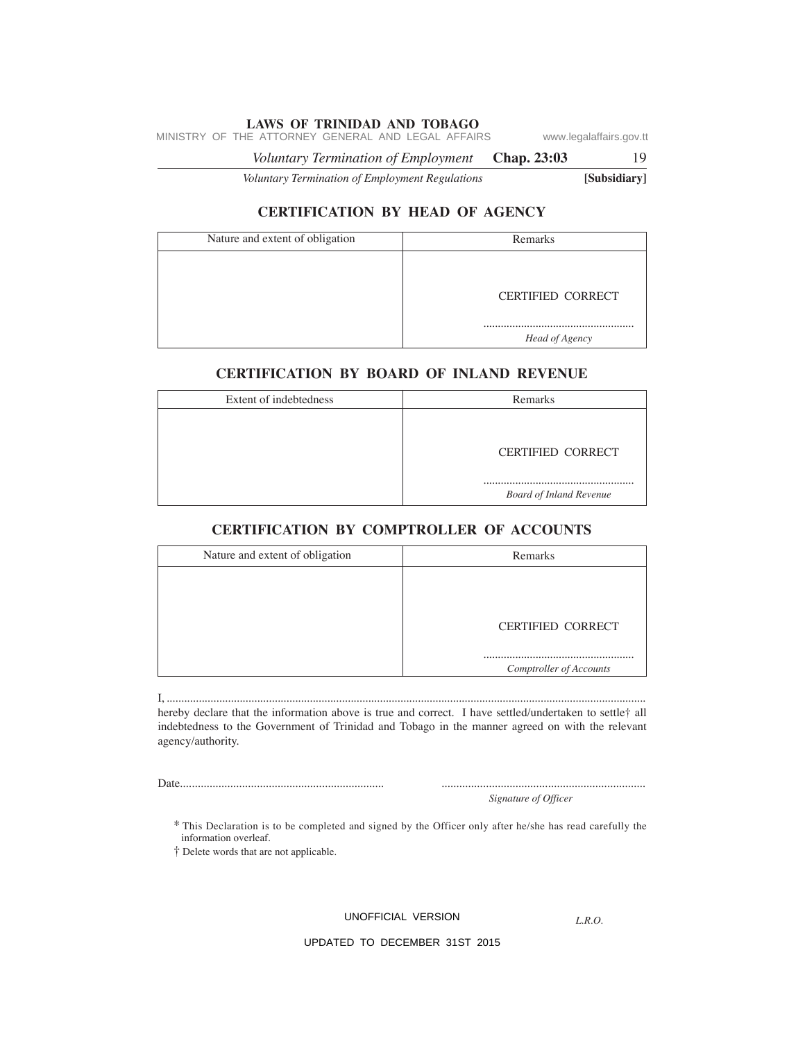## CERTIFICATION BY HEAD OF AGENCY

| Nature and extent of obligation | Remarks |
|---|---|
| | CERTIFIED CORRECT<br><br>...................................................<br>*Head of Agency* |

## CERTIFICATION BY BOARD OF INLAND REVENUE

| Extent of indebtedness | Remarks |
|---|---|
| | CERTIFIED CORRECT<br><br>...................................................<br>*Board of Inland Revenue* |

## CERTIFICATION BY COMPTROLLER OF ACCOUNTS

| Nature and extent of obligation | Remarks |
|---|---|
| | CERTIFIED CORRECT<br><br>...................................................<br>*Comptroller of Accounts* |

I, ...............................................................................................................................................................

hereby declare that the information above is true and correct. I have settled/undertaken to settle† all indebtedness to the Government of Trinidad and Tobago in the manner agreed on with the relevant agency/authority.

Date.....................................................................                    .....................................................................
*Signature of Officer*

* This Declaration is to be completed and signed by the Officer only after he/she has read carefully the information overleaf.

† Delete words that are not applicable.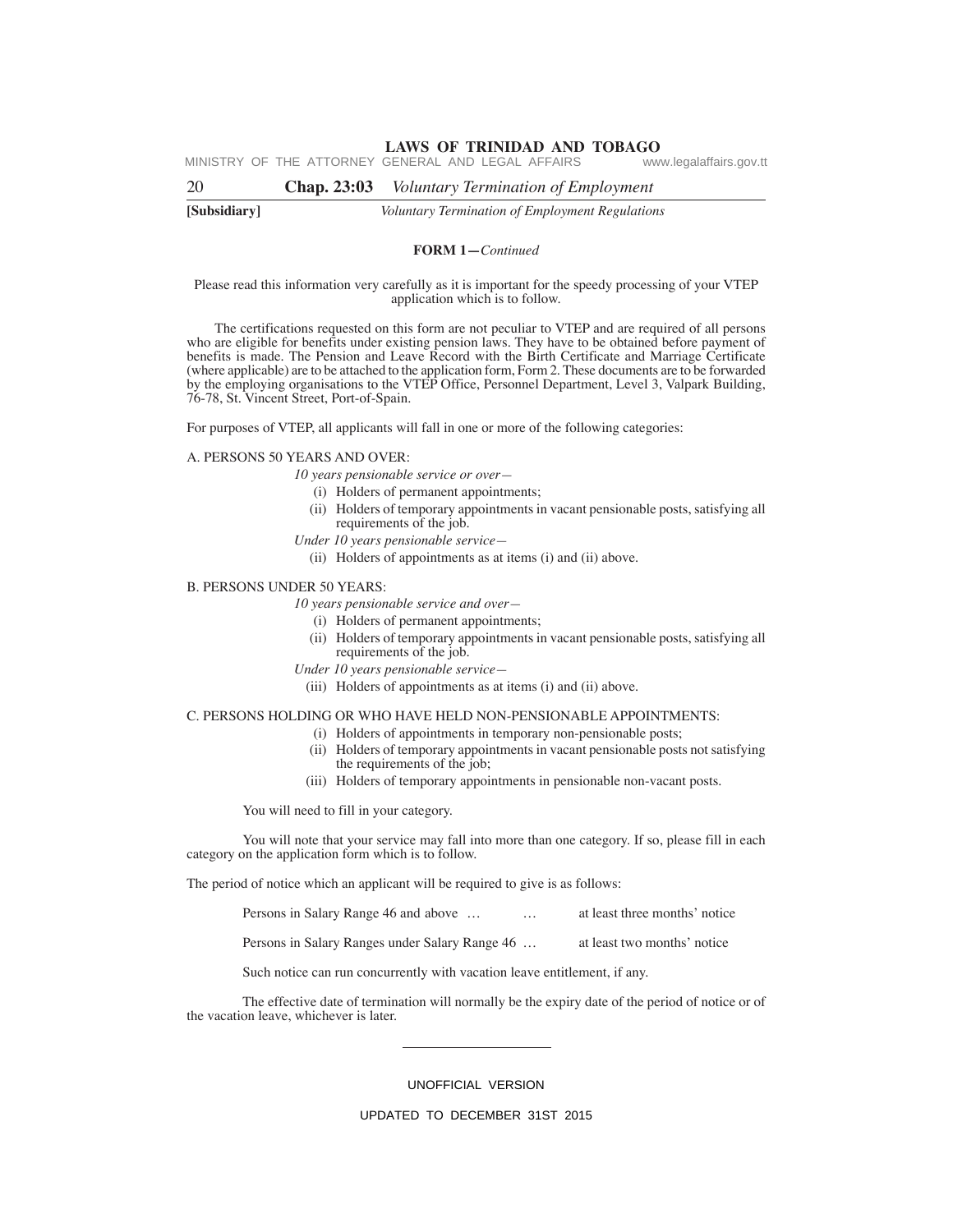**FORM 1—***Continued*

Please read this information very carefully as it is important for the speedy processing of your VTEP application which is to follow.

The certifications requested on this form are not peculiar to VTEP and are required of all persons who are eligible for benefits under existing pension laws. They have to be obtained before payment of benefits is made. The Pension and Leave Record with the Birth Certificate and Marriage Certificate (where applicable) are to be attached to the application form, Form 2. These documents are to be forwarded by the employing organisations to the VTEP Office, Personnel Department, Level 3, Valpark Building, 76-78, St. Vincent Street, Port-of-Spain.

For purposes of VTEP, all applicants will fall in one or more of the following categories:

A. PERSONS 50 YEARS AND OVER:

*10 years pensionable service or over—*

(i) Holders of permanent appointments;

(ii) Holders of temporary appointments in vacant pensionable posts, satisfying all requirements of the job.

*Under 10 years pensionable service—*

(ii) Holders of appointments as at items (i) and (ii) above.

B. PERSONS UNDER 50 YEARS:

*10 years pensionable service and over—*

(i) Holders of permanent appointments;

(ii) Holders of temporary appointments in vacant pensionable posts, satisfying all requirements of the job.

*Under 10 years pensionable service—*

(iii) Holders of appointments as at items (i) and (ii) above.

C. PERSONS HOLDING OR WHO HAVE HELD NON-PENSIONABLE APPOINTMENTS:

(i) Holders of appointments in temporary non-pensionable posts;

(ii) Holders of temporary appointments in vacant pensionable posts not satisfying the requirements of the job;

(iii) Holders of temporary appointments in pensionable non-vacant posts.

You will need to fill in your category.

You will note that your service may fall into more than one category. If so, please fill in each category on the application form which is to follow.

The period of notice which an applicant will be required to give is as follows:

Persons in Salary Range 46 and above … … at least three months' notice

Persons in Salary Ranges under Salary Range 46 … at least two months' notice

Such notice can run concurrently with vacation leave entitlement, if any.

The effective date of termination will normally be the expiry date of the period of notice or of the vacation leave, whichever is later.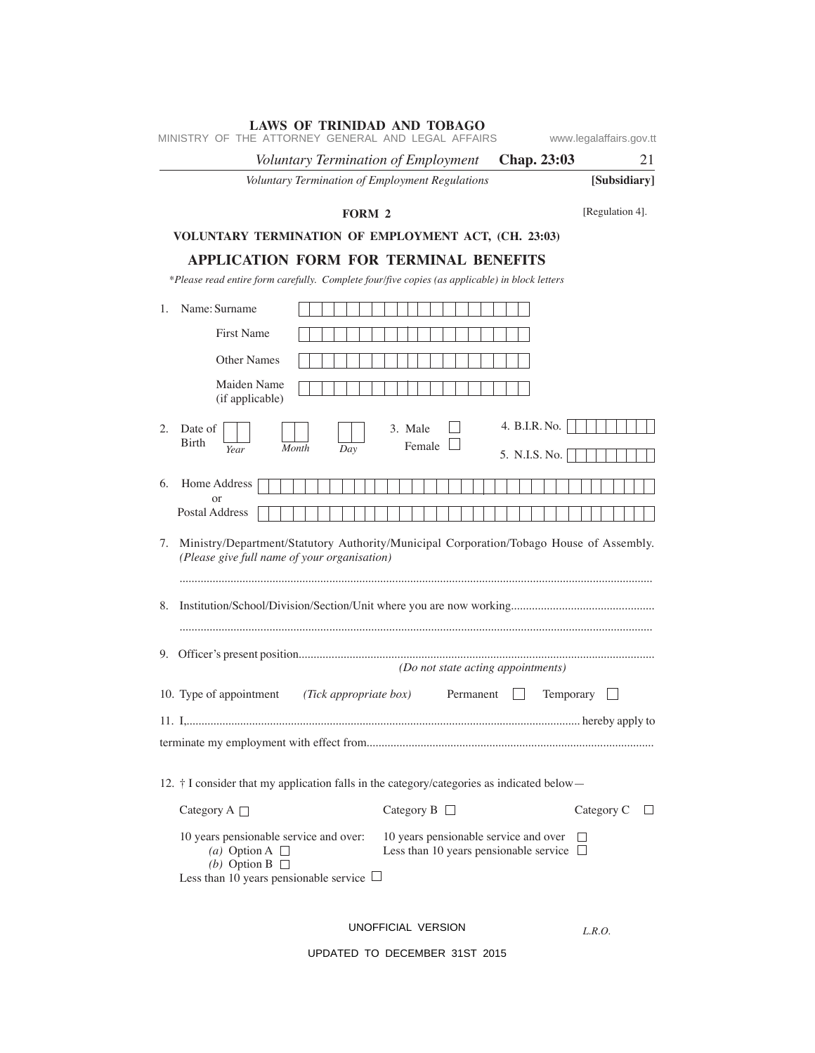**FORM 2**

[Regulation 4].

## VOLUNTARY TERMINATION OF EMPLOYMENT ACT, (CH. 23:03)

## APPLICATION FORM FOR TERMINAL BENEFITS

*\*Please read entire form carefully. Complete four/five copies (as applicable) in block letters*

1. Name: Surname ☐☐☐☐☐☐☐☐☐☐☐☐☐☐☐☐☐☐

   First Name ☐☐☐☐☐☐☐☐☐☐☐☐☐☐☐☐☐☐

   Other Names ☐☐☐☐☐☐☐☐☐☐☐☐☐☐☐☐☐☐

   Maiden Name (if applicable) ☐☐☐☐☐☐☐☐☐☐☐☐☐☐☐☐☐☐

2. Date of Birth ☐☐ *Year* ☐☐ *Month* ☐☐ *Day*

3. Male ☐ Female ☐

4. B.I.R. No. ☐☐☐☐☐☐☐☐☐

5. N.I.S. No. ☐☐☐☐☐☐☐☐☐

6. Home Address or Postal Address ☐☐☐☐☐☐☐☐☐☐☐☐☐☐☐☐☐☐☐☐☐☐☐☐☐☐☐☐☐☐☐☐☐

7. Ministry/Department/Statutory Authority/Municipal Corporation/Tobago House of Assembly. *(Please give full name of your organisation)*

   ..............................................................................................................................................

8. Institution/School/Division/Section/Unit where you are now working...............................................

   ..............................................................................................................................................

9. Officer's present position......................................................................................................................
   *(Do not state acting appointments)*

10. Type of appointment *(Tick appropriate box)* Permanent ☐ Temporary ☐

11. I,................................................................................................................................. hereby apply to terminate my employment with effect from...............................................................................................

12. † I consider that my application falls in the category/categories as indicated below—

Category A ☐

10 years pensionable service and over:
   *(a)* Option A ☐
   *(b)* Option B ☐
Less than 10 years pensionable service ☐

Category B ☐

10 years pensionable service and over ☐
Less than 10 years pensionable service ☐

Category C ☐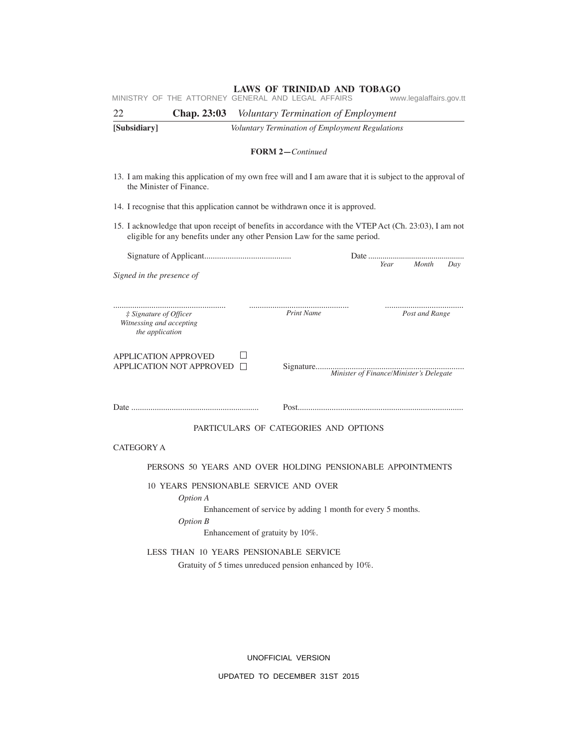**FORM 2—***Continued*

13. I am making this application of my own free will and I am aware that it is subject to the approval of the Minister of Finance.

14. I recognise that this application cannot be withdrawn once it is approved.

15. I acknowledge that upon receipt of benefits in accordance with the VTEP Act (Ch. 23:03), I am not eligible for any benefits under any other Pension Law for the same period.

Signature of Applicant........................................ Date ..............................................
*Year Month Day*

*Signed in the presence of*

..................................................... ............................................... .....................................
*‡ Signature of Officer Witnessing and accepting the application* *Print Name* *Post and Range*

APPLICATION APPROVED ☐
APPLICATION NOT APPROVED ☐ Signature......................................................................
*Minister of Finance/Minister's Delegate*

Date ........................................................... Post.............................................................................

PARTICULARS OF CATEGORIES AND OPTIONS

CATEGORY A

PERSONS 50 YEARS AND OVER HOLDING PENSIONABLE APPOINTMENTS

10 YEARS PENSIONABLE SERVICE AND OVER

*Option A*

Enhancement of service by adding 1 month for every 5 months.

*Option B*

Enhancement of gratuity by 10%.

LESS THAN 10 YEARS PENSIONABLE SERVICE

Gratuity of 5 times unreduced pension enhanced by 10%.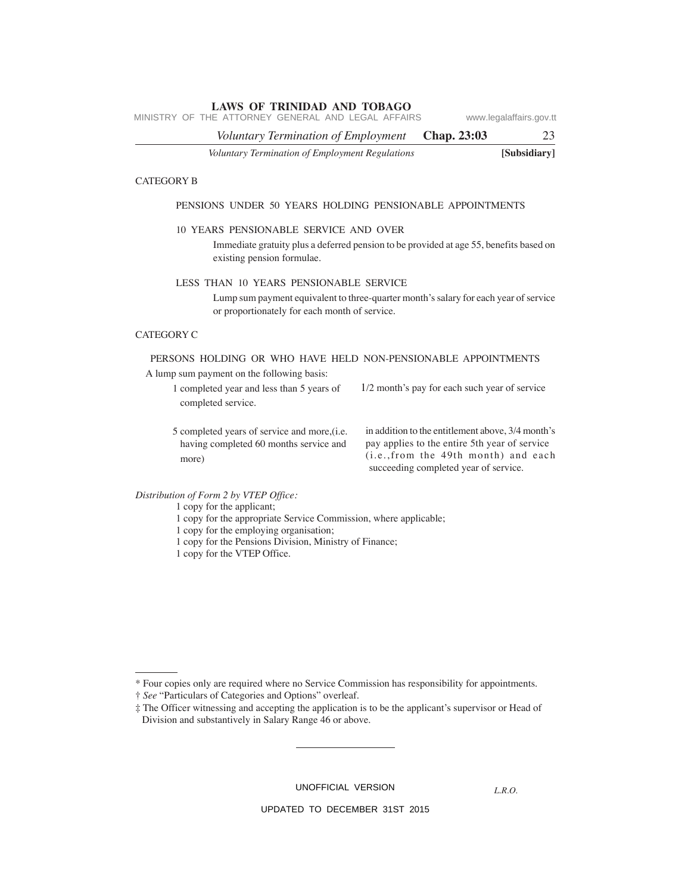CATEGORY B

PENSIONS UNDER 50 YEARS HOLDING PENSIONABLE APPOINTMENTS

10 YEARS PENSIONABLE SERVICE AND OVER

Immediate gratuity plus a deferred pension to be provided at age 55, benefits based on existing pension formulae.

LESS THAN 10 YEARS PENSIONABLE SERVICE

Lump sum payment equivalent to three-quarter month's salary for each year of service or proportionately for each month of service.

CATEGORY C

PERSONS HOLDING OR WHO HAVE HELD NON-PENSIONABLE APPOINTMENTS

A lump sum payment on the following basis:

| | |
|---|---|
| 1 completed year and less than 5 years of completed service. | 1/2 month's pay for each such year of service |
| 5 completed years of service and more,(i.e. having completed 60 months service and more) | in addition to the entitlement above, 3/4 month's pay applies to the entire 5th year of service (i.e.,from the 49th month) and each succeeding completed year of service. |

*Distribution of Form 2 by VTEP Office:*

1 copy for the applicant;
1 copy for the appropriate Service Commission, where applicable;
1 copy for the employing organisation;
1 copy for the Pensions Division, Ministry of Finance;
1 copy for the VTEP Office.

---

* Four copies only are required where no Service Commission has responsibility for appointments.

† *See* "Particulars of Categories and Options" overleaf.

‡ The Officer witnessing and accepting the application is to be the applicant's supervisor or Head of Division and substantively in Salary Range 46 or above.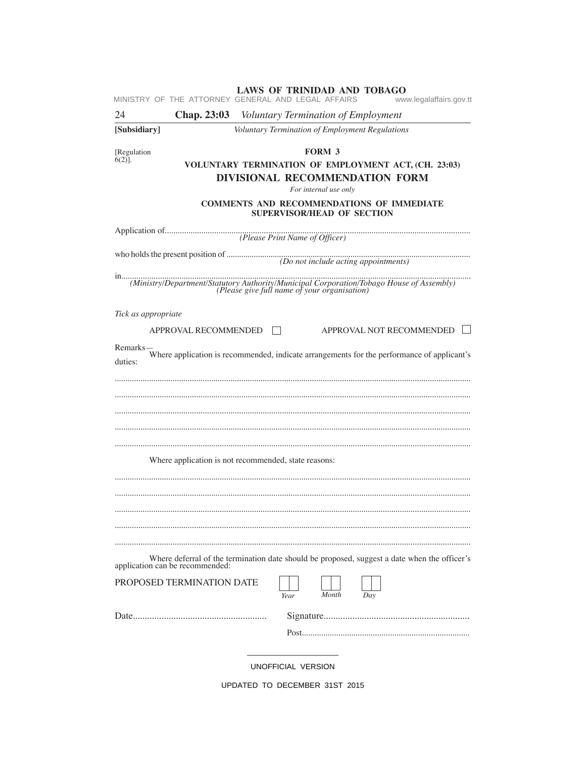[Regulation 6(2)].

**FORM 3**

**VOLUNTARY TERMINATION OF EMPLOYMENT ACT, (CH. 23:03)**

## DIVISIONAL RECOMMENDATION FORM

*For internal use only*

### COMMENTS AND RECOMMENDATIONS OF IMMEDIATE SUPERVISOR/HEAD OF SECTION

Application of............................................................................................................................................
*(Please Print Name of Officer)*

who holds the present position of ..................................................................................................................
*(Do not include acting appointments)*

in............................................................................................................................................................
*(Ministry/Department/Statutory Authority/Municipal Corporation/Tobago House of Assembly)*
*(Please give full name of your organisation)*

*Tick as appropriate*

APPROVAL RECOMMENDED ☐ APPROVAL NOT RECOMMENDED ☐

Remarks—
Where application is recommended, indicate arrangements for the performance of applicant's duties:

....................................................................................................................................................................

....................................................................................................................................................................

....................................................................................................................................................................

....................................................................................................................................................................

....................................................................................................................................................................

Where application is not recommended, state reasons:

....................................................................................................................................................................

....................................................................................................................................................................

....................................................................................................................................................................

....................................................................................................................................................................

....................................................................................................................................................................

Where deferral of the termination date should be proposed, suggest a date when the officer's application can be recommended:

PROPOSED TERMINATION DATE ☐☐ *Year* ☐☐ *Month* ☐☐ *Day*

Date........................................................ Signature............................................................

Post.............................................................................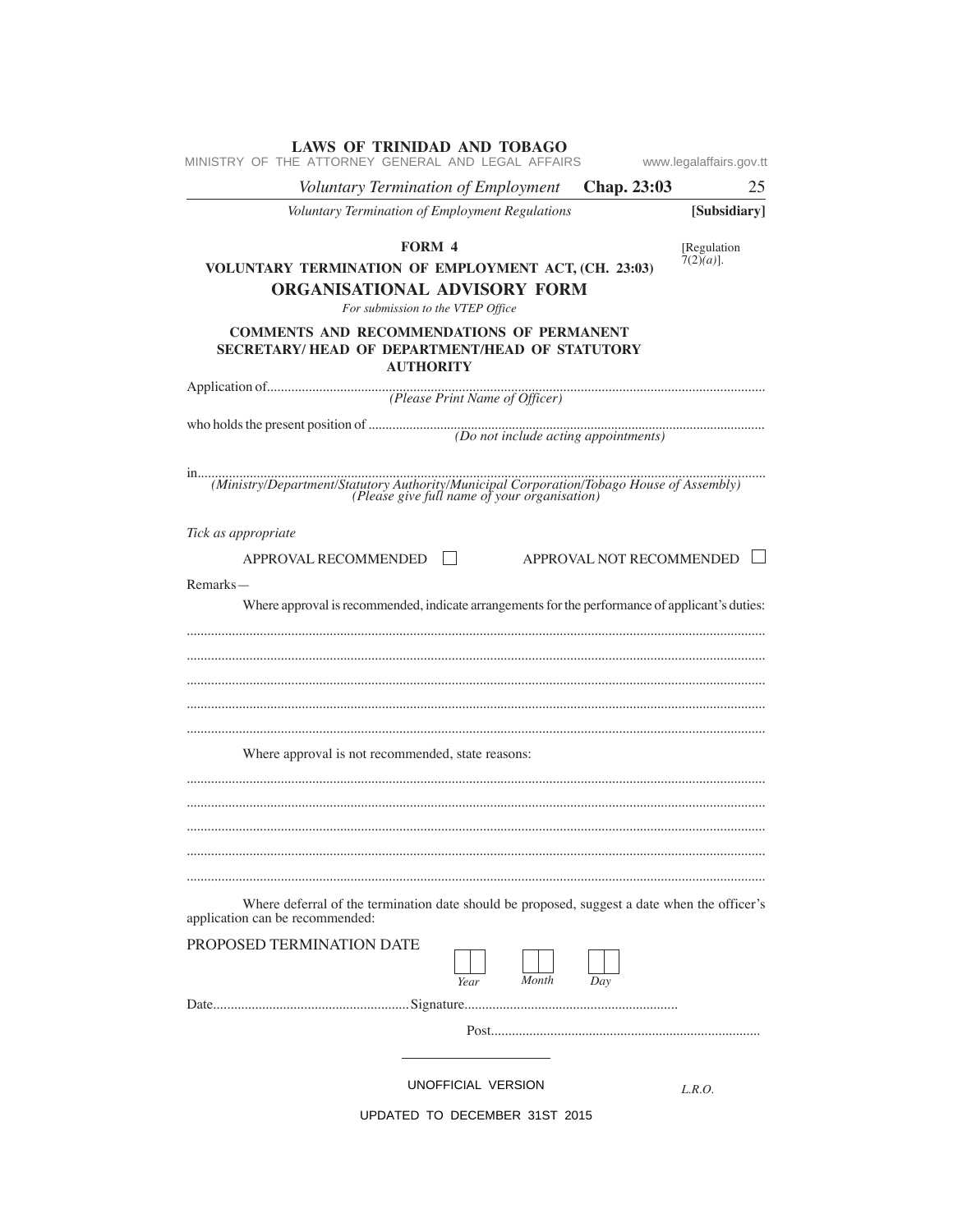**FORM 4**

[Regulation 7(2)*(a)*].

**VOLUNTARY TERMINATION OF EMPLOYMENT ACT, (CH. 23:03)**

## ORGANISATIONAL ADVISORY FORM

*For submission to the VTEP Office*

**COMMENTS AND RECOMMENDATIONS OF PERMANENT SECRETARY/ HEAD OF DEPARTMENT/HEAD OF STATUTORY AUTHORITY**

Application of.......................................................................................................................................
*(Please Print Name of Officer)*

who holds the present position of ..................................................................................................
*(Do not include acting appointments)*

in..........................................................................................................................................................
*(Ministry/Department/Statutory Authority/Municipal Corporation/Tobago House of Assembly)*
*(Please give full name of your organisation)*

*Tick as appropriate*

APPROVAL RECOMMENDED ☐ APPROVAL NOT RECOMMENDED ☐

Remarks—

Where approval is recommended, indicate arrangements for the performance of applicant's duties:

..........................................................................................................................................................

..........................................................................................................................................................

..........................................................................................................................................................

..........................................................................................................................................................

..........................................................................................................................................................

Where approval is not recommended, state reasons:

..........................................................................................................................................................

..........................................................................................................................................................

..........................................................................................................................................................

..........................................................................................................................................................

..........................................................................................................................................................

Where deferral of the termination date should be proposed, suggest a date when the officer's application can be recommended:

PROPOSED TERMINATION DATE ☐☐ ☐☐ ☐☐
*Year* *Month* *Day*

Date....................................................... Signature..........................................................

Post............................................................................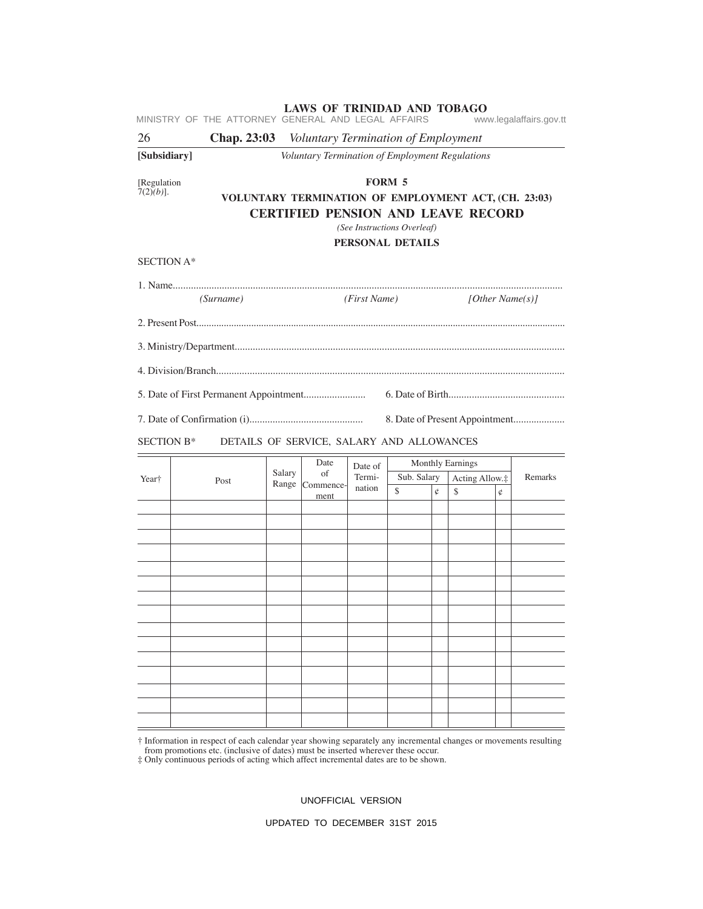[Regulation 7(2)*(b)*].

## FORM 5

### VOLUNTARY TERMINATION OF EMPLOYMENT ACT, (CH. 23:03)

### CERTIFIED PENSION AND LEAVE RECORD

*(See Instructions Overleaf)*

**PERSONAL DETAILS**

SECTION A*

1. Name.......................................................................................................................................................
   *(Surname)* *(First Name)* *[Other Name(s)]*

2. Present Post.................................................................................................................................................

3. Ministry/Department.....................................................................................................................................

4. Division/Branch............................................................................................................................................

5. Date of First Permanent Appointment........................ 6. Date of Birth.............................................

7. Date of Confirmation (i)............................................ 8. Date of Present Appointment....................

SECTION B* DETAILS OF SERVICE, SALARY AND ALLOWANCES

| Year† | Post | Salary Range | Date of Commencement | Date of Termination | Monthly Earnings | | | | Remarks |
|---|---|---|---|---|---|---|---|---|---|
| | | | | | Sub. Salary | | Acting Allow.‡ | | |
| | | | | | $ | ¢ | $ | ¢ | |
| | | | | | | | | | |
| | | | | | | | | | |
| | | | | | | | | | |
| | | | | | | | | | |
| | | | | | | | | | |
| | | | | | | | | | |
| | | | | | | | | | |
| | | | | | | | | | |
| | | | | | | | | | |
| | | | | | | | | | |
| | | | | | | | | | |
| | | | | | | | | | |
| | | | | | | | | | |
| | | | | | | | | | |
| | | | | | | | | | |

† Information in respect of each calendar year showing separately any incremental changes or movements resulting from promotions etc. (inclusive of dates) must be inserted wherever these occur.

‡ Only continuous periods of acting which affect incremental dates are to be shown.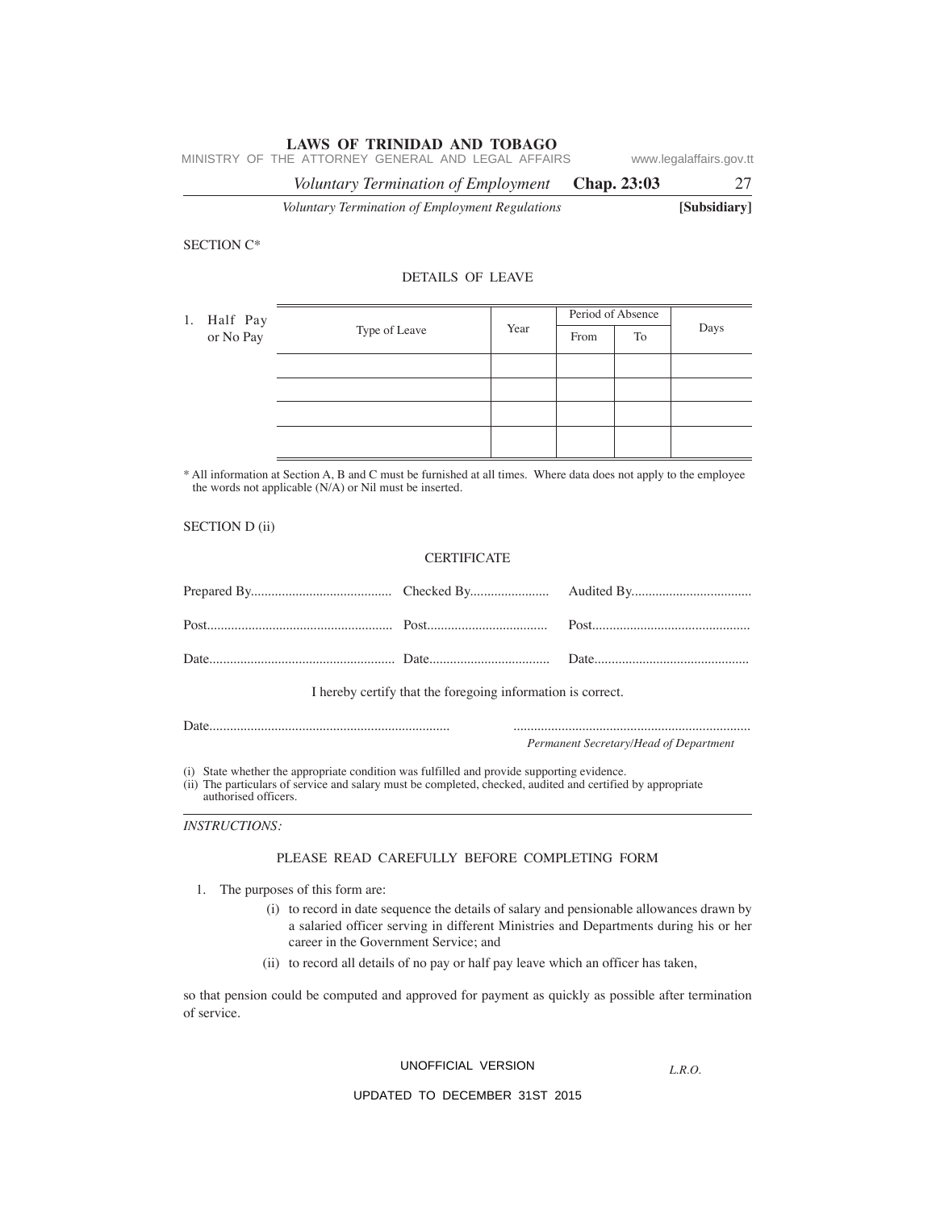SECTION C*

DETAILS OF LEAVE

1. Half Pay or No Pay

| Type of Leave | Year | Period of Absence | | Days |
|---|---|---|---|---|
| | | From | To | |
| | | | | |
| | | | | |
| | | | | |
| | | | | |

\* All information at Section A, B and C must be furnished at all times. Where data does not apply to the employee the words not applicable (N/A) or Nil must be inserted.

SECTION D (ii)

CERTIFICATE

Prepared By......................................... Checked By....................... Audited By...................................

Post...................................................... Post................................... Post..............................................

Date...................................................... Date................................... Date.............................................

I hereby certify that the foregoing information is correct.

Date......................................................................

.....................................................................
*Permanent Secretary/Head of Department*

(i) State whether the appropriate condition was fulfilled and provide supporting evidence.
(ii) The particulars of service and salary must be completed, checked, audited and certified by appropriate authorised officers.

*INSTRUCTIONS:*

PLEASE READ CAREFULLY BEFORE COMPLETING FORM

1. The purposes of this form are:
   - (i) to record in date sequence the details of salary and pensionable allowances drawn by a salaried officer serving in different Ministries and Departments during his or her career in the Government Service; and
   - (ii) to record all details of no pay or half pay leave which an officer has taken,

so that pension could be computed and approved for payment as quickly as possible after termination of service.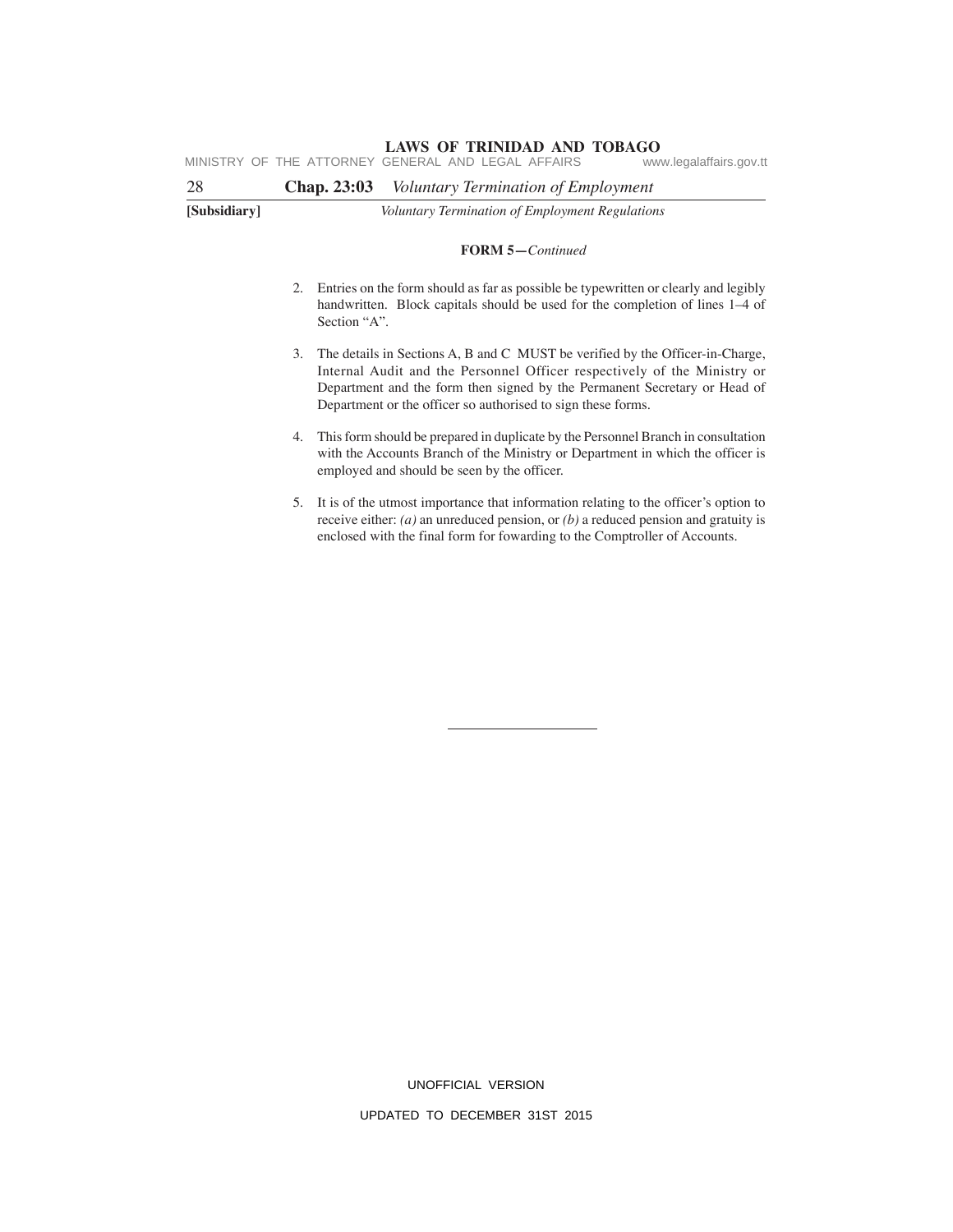**FORM 5—*Continued***

2. Entries on the form should as far as possible be typewritten or clearly and legibly handwritten. Block capitals should be used for the completion of lines 1–4 of Section "A".

3. The details in Sections A, B and C MUST be verified by the Officer-in-Charge, Internal Audit and the Personnel Officer respectively of the Ministry or Department and the form then signed by the Permanent Secretary or Head of Department or the officer so authorised to sign these forms.

4. This form should be prepared in duplicate by the Personnel Branch in consultation with the Accounts Branch of the Ministry or Department in which the officer is employed and should be seen by the officer.

5. It is of the utmost importance that information relating to the officer's option to receive either: *(a)* an unreduced pension, or *(b)* a reduced pension and gratuity is enclosed with the final form for fowarding to the Comptroller of Accounts.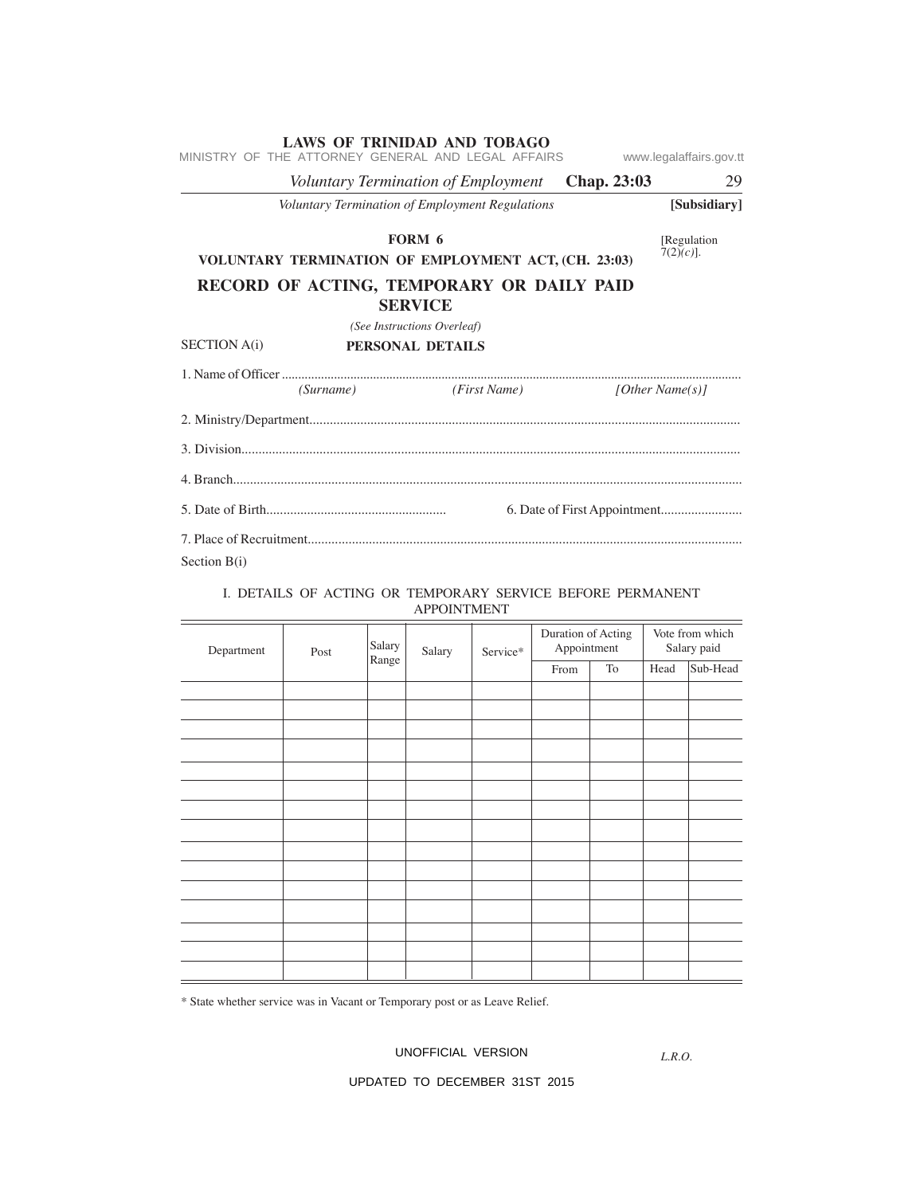FORM 6

[Regulation 7(2)*(c)*].

**VOLUNTARY TERMINATION OF EMPLOYMENT ACT, (CH. 23:03)**

# RECORD OF ACTING, TEMPORARY OR DAILY PAID SERVICE

*(See Instructions Overleaf)*

SECTION A(i) **PERSONAL DETAILS**

1. Name of Officer .......................................................................................................................................
*(Surname)* *(First Name)* *[Other Name(s)]*

2. Ministry/Department..............................................................................................................................

3. Division..................................................................................................................................................

4. Branch....................................................................................................................................................

5. Date of Birth.................................................... 6. Date of First Appointment........................

7. Place of Recruitment...............................................................................................................................

Section B(i)

I. DETAILS OF ACTING OR TEMPORARY SERVICE BEFORE PERMANENT APPOINTMENT

| Department | Post | Salary Range | Salary | Service* | Duration of Acting Appointment | | Vote from which Salary paid | |
|---|---|---|---|---|---|---|---|---|
| | | | | | From | To | Head | Sub-Head |
| | | | | | | | | |
| | | | | | | | | |
| | | | | | | | | |
| | | | | | | | | |
| | | | | | | | | |
| | | | | | | | | |
| | | | | | | | | |
| | | | | | | | | |
| | | | | | | | | |
| | | | | | | | | |
| | | | | | | | | |
| | | | | | | | | |
| | | | | | | | | |
| | | | | | | | | |
| | | | | | | | | |

\* State whether service was in Vacant or Temporary post or as Leave Relief.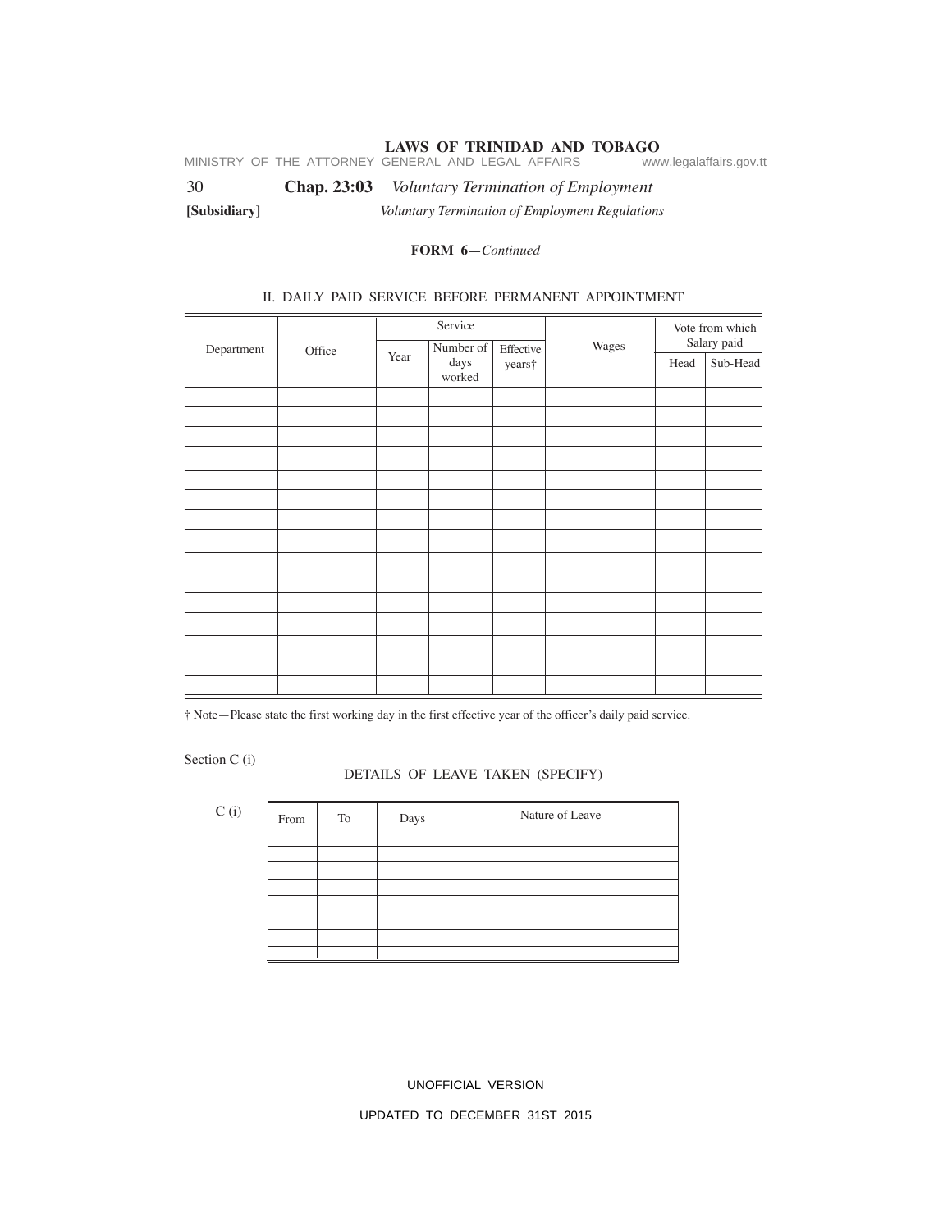**FORM 6—*Continued***

II. DAILY PAID SERVICE BEFORE PERMANENT APPOINTMENT

| Department | Office | Service | | | Wages | Vote from which Salary paid | |
|---|---|---|---|---|---|---|---|
| | | Year | Number of days worked | Effective years† | | Head | Sub-Head |
| | | | | | | | |
| | | | | | | | |
| | | | | | | | |
| | | | | | | | |
| | | | | | | | |
| | | | | | | | |
| | | | | | | | |
| | | | | | | | |
| | | | | | | | |
| | | | | | | | |
| | | | | | | | |
| | | | | | | | |
| | | | | | | | |
| | | | | | | | |
| | | | | | | | |

† Note—Please state the first working day in the first effective year of the officer's daily paid service.

Section C (i)

DETAILS OF LEAVE TAKEN (SPECIFY)

C (i)

| From | To | Days | Nature of Leave |
|---|---|---|---|
| | | | |
| | | | |
| | | | |
| | | | |
| | | | |
| | | | |
| | | | |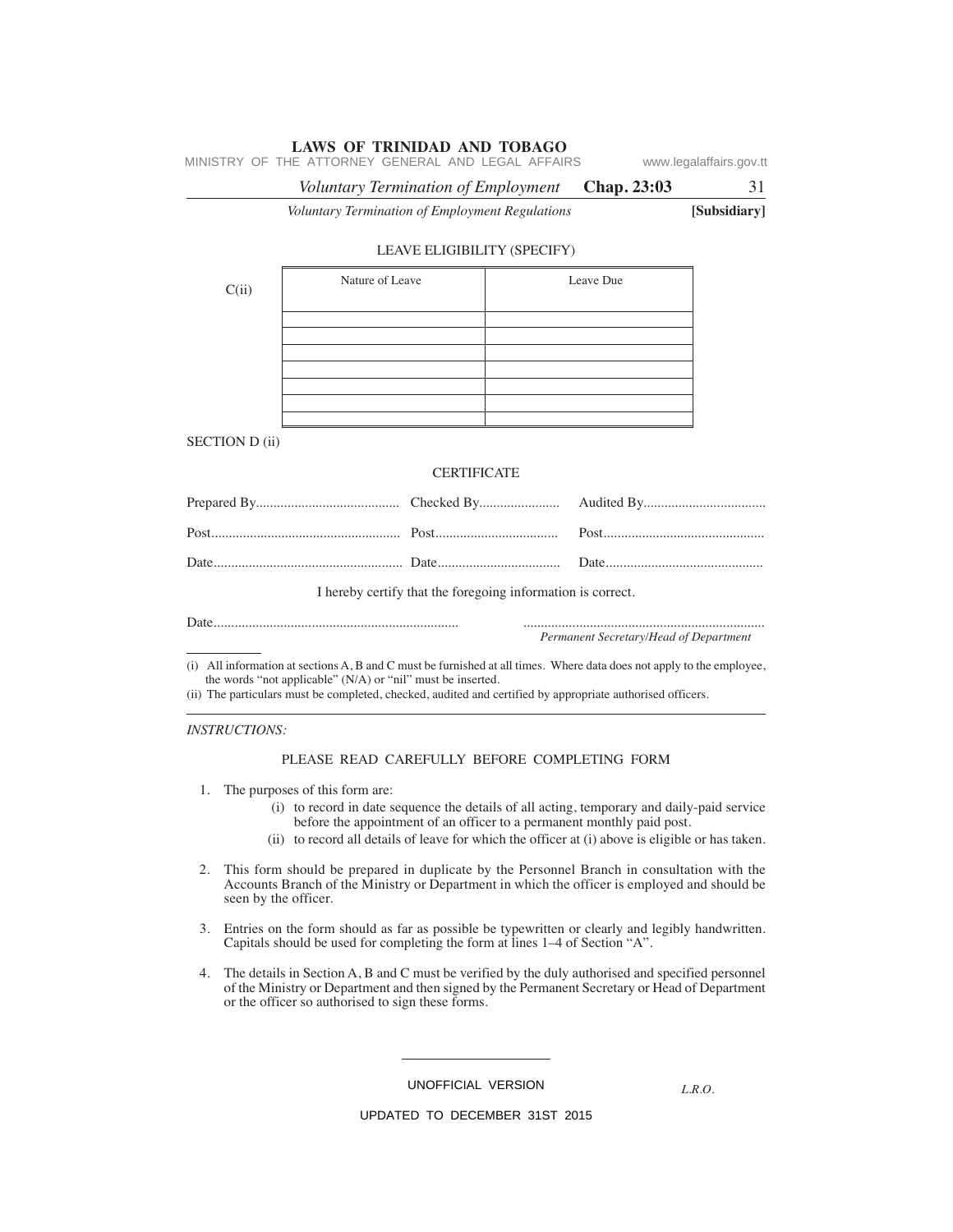LEAVE ELIGIBILITY (SPECIFY)

C(ii)

| Nature of Leave | Leave Due |
|---|---|
| | |
| | |
| | |
| | |
| | |
| | |
| | |

SECTION D (ii)

CERTIFICATE

Prepared By......................................... Checked By....................... Audited By...................................

Post...................................................... Post................................... Post..............................................

Date...................................................... Date................................... Date.............................................

I hereby certify that the foregoing information is correct.

Date...................................................................... ....................................................................
*Permanent Secretary/Head of Department*

---

(i) All information at sections A, B and C must be furnished at all times. Where data does not apply to the employee, the words "not applicable" (N/A) or "nil" must be inserted.

(ii) The particulars must be completed, checked, audited and certified by appropriate authorised officers.

---

*INSTRUCTIONS:*

PLEASE READ CAREFULLY BEFORE COMPLETING FORM

1. The purposes of this form are:
   (i) to record in date sequence the details of all acting, temporary and daily-paid service before the appointment of an officer to a permanent monthly paid post.
   (ii) to record all details of leave for which the officer at (i) above is eligible or has taken.

2. This form should be prepared in duplicate by the Personnel Branch in consultation with the Accounts Branch of the Ministry or Department in which the officer is employed and should be seen by the officer.

3. Entries on the form should as far as possible be typewritten or clearly and legibly handwritten. Capitals should be used for completing the form at lines 1–4 of Section "A".

4. The details in Section A, B and C must be verified by the duly authorised and specified personnel of the Ministry or Department and then signed by the Permanent Secretary or Head of Department or the officer so authorised to sign these forms.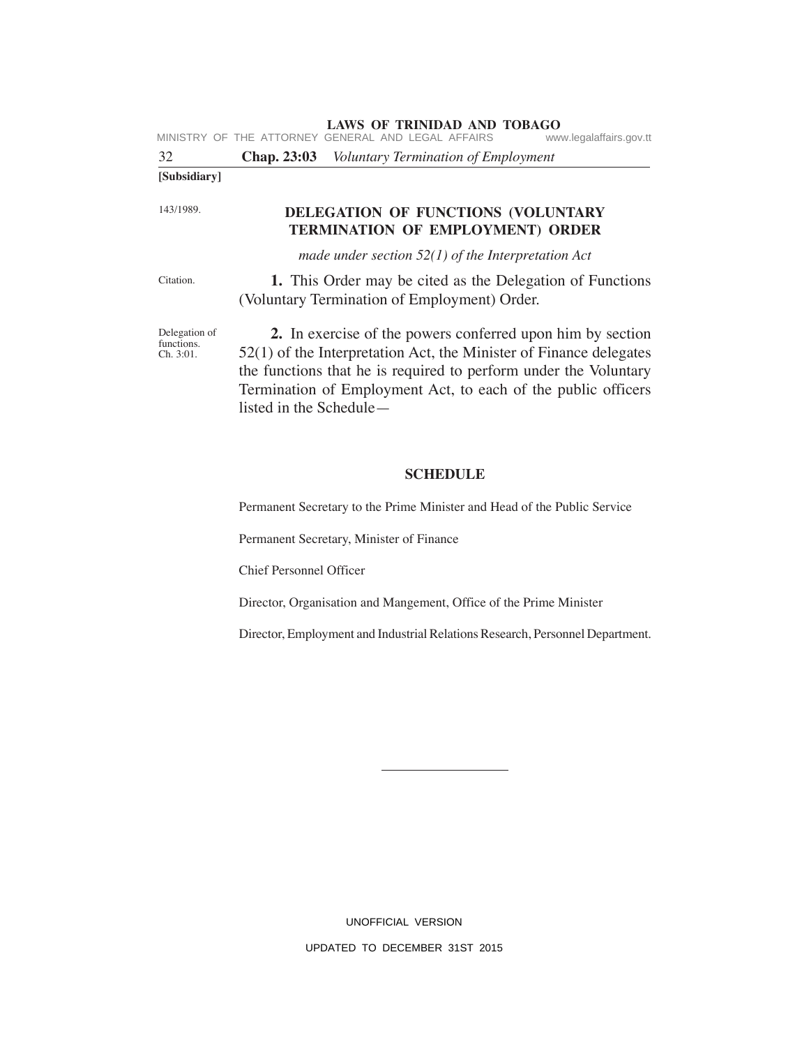[Subsidiary]

143/1989.

## DELEGATION OF FUNCTIONS (VOLUNTARY TERMINATION OF EMPLOYMENT) ORDER

*made under section 52(1) of the Interpretation Act*

Citation.

**1.** This Order may be cited as the Delegation of Functions (Voluntary Termination of Employment) Order.

Delegation of functions. Ch. 3:01.

**2.** In exercise of the powers conferred upon him by section 52(1) of the Interpretation Act, the Minister of Finance delegates the functions that he is required to perform under the Voluntary Termination of Employment Act, to each of the public officers listed in the Schedule—

### SCHEDULE

Permanent Secretary to the Prime Minister and Head of the Public Service

Permanent Secretary, Minister of Finance

Chief Personnel Officer

Director, Organisation and Mangement, Office of the Prime Minister

Director, Employment and Industrial Relations Research, Personnel Department.